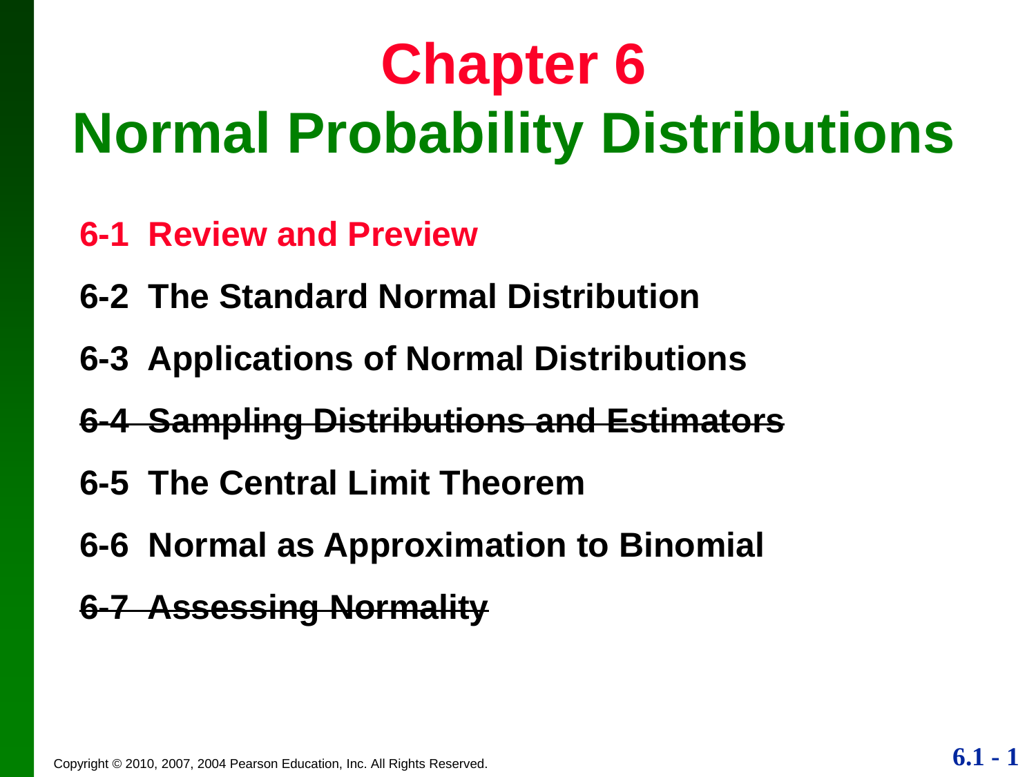# Chapter 6
# Normal Probability Distributions

- **6-1 Review and Preview**
- **6-2 The Standard Normal Distribution**
- **6-3 Applications of Normal Distributions**
- ~~**6-4 Sampling Distributions and Estimators**~~
- **6-5 The Central Limit Theorem**
- **6-6 Normal as Approximation to Binomial**
- ~~**6-7 Assessing Normality**~~

Copyright © 2010, 2007, 2004 Pearson Education, Inc. All Rights Reserved.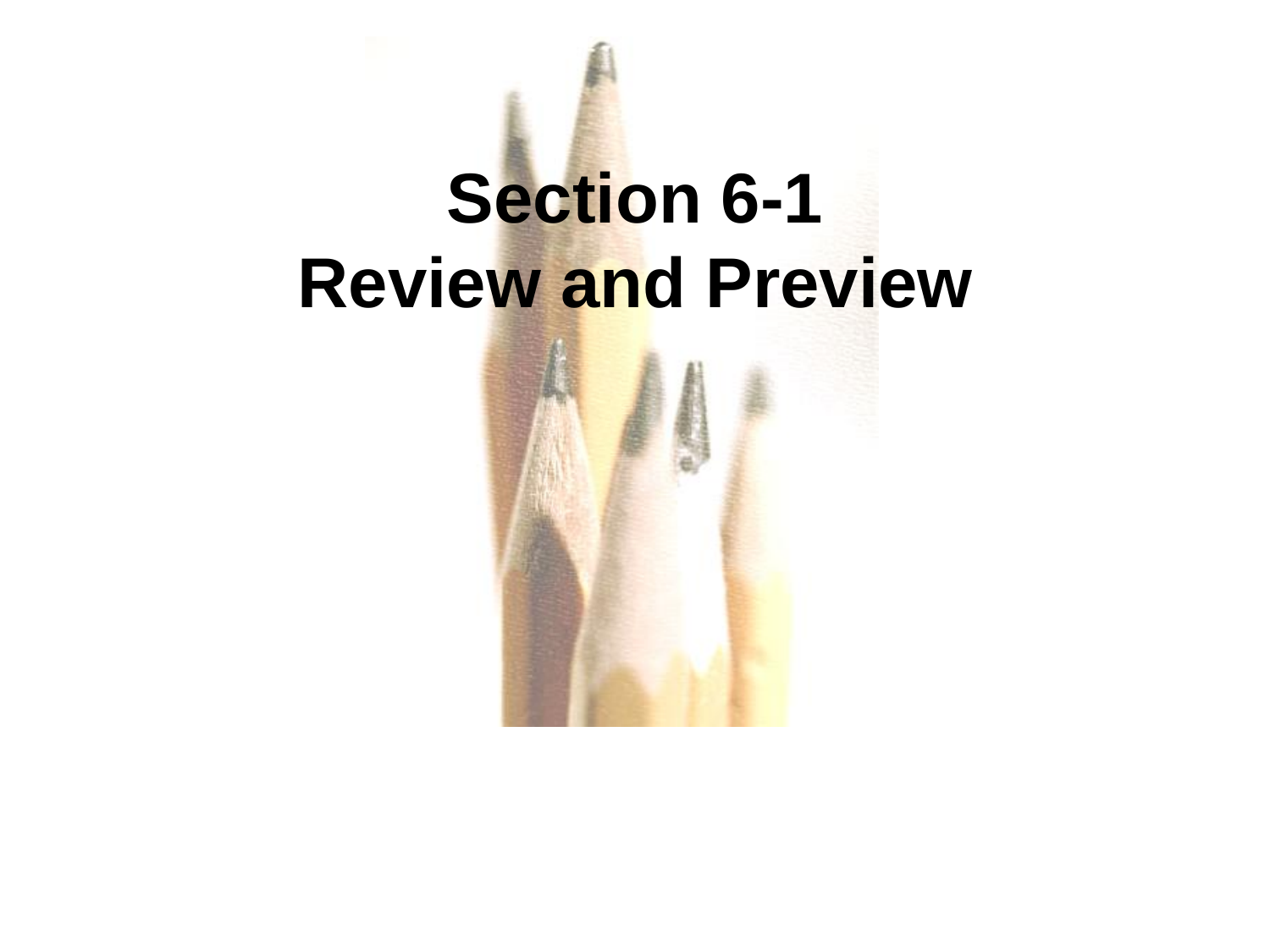# Section 6-1
# Review and Preview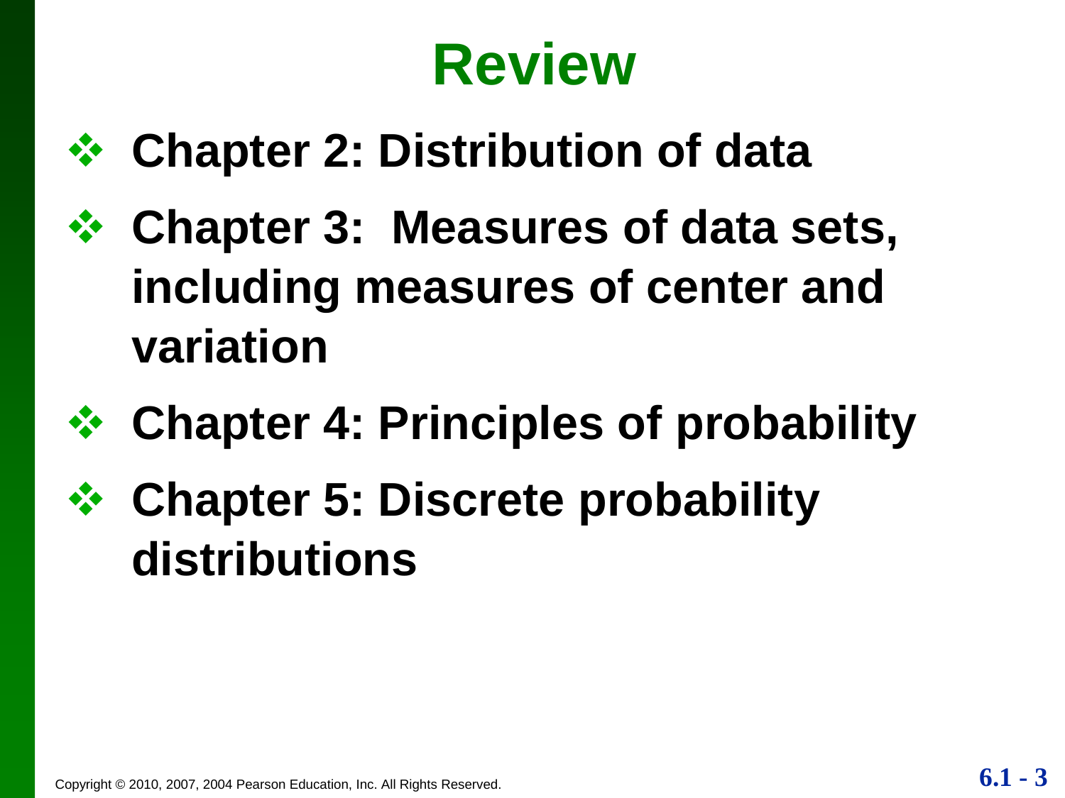# Review

- **Chapter 2: Distribution of data**
- **Chapter 3: Measures of data sets, including measures of center and variation**
- **Chapter 4: Principles of probability**
- **Chapter 5: Discrete probability distributions**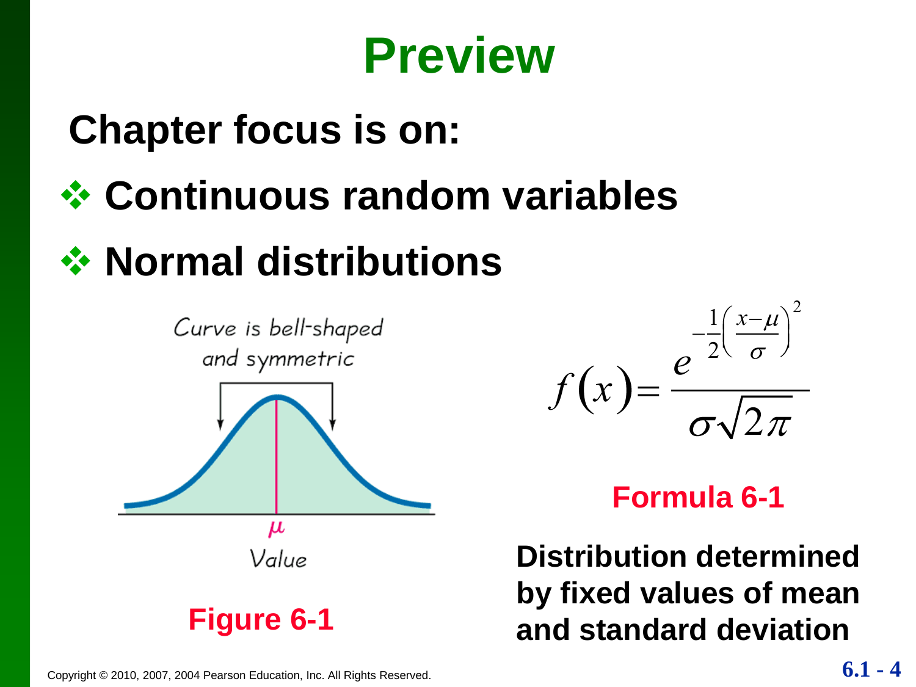# Preview

**Chapter focus is on:**

- **Continuous random variables**
- **Normal distributions**

Curve is bell-shaped and symmetric

$\mu$

Value

**Figure 6-1**

$$f(x) = \frac{e^{-\frac{1}{2}\left(\frac{x-\mu}{\sigma}\right)^2}}{\sigma\sqrt{2\pi}}$$

**Formula 6-1**

**Distribution determined by fixed values of mean and standard deviation**

Copyright © 2010, 2007, 2004 Pearson Education, Inc. All Rights Reserved.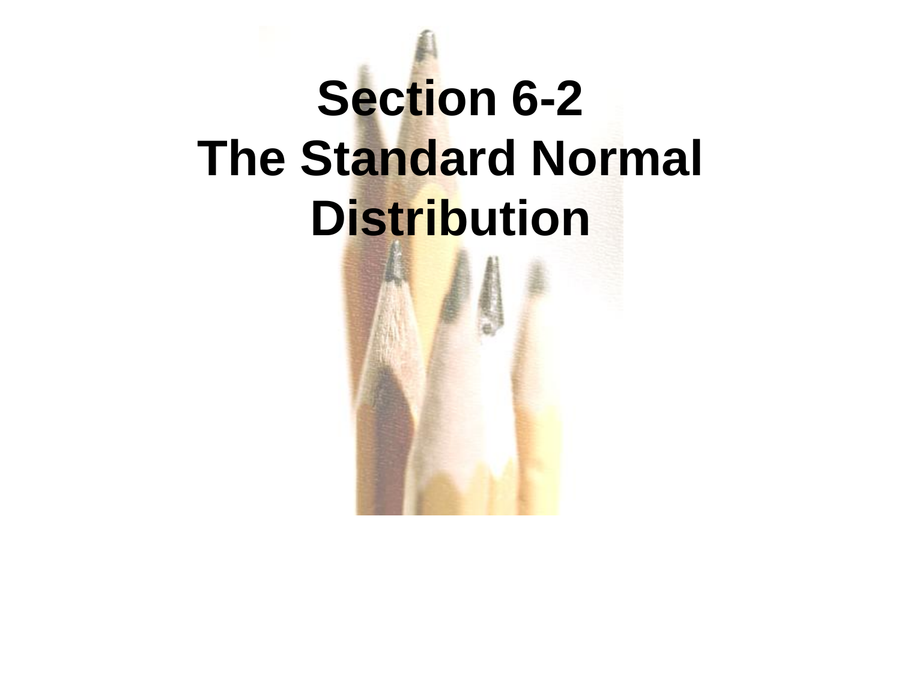# Section 6-2
# The Standard Normal Distribution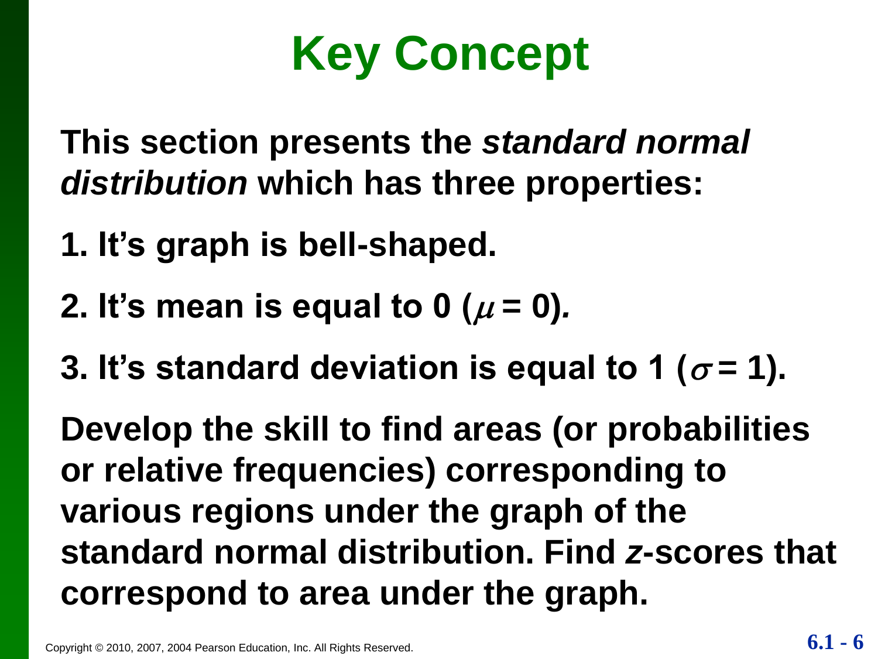# Key Concept

**This section presents the *standard normal distribution* which has three properties:**

**1. It's graph is bell-shaped.**

**2. It's mean is equal to 0 ($\mu = 0$).**

**3. It's standard deviation is equal to 1 ($\sigma = 1$).**

**Develop the skill to find areas (or probabilities or relative frequencies) corresponding to various regions under the graph of the standard normal distribution. Find *z*-scores that correspond to area under the graph.**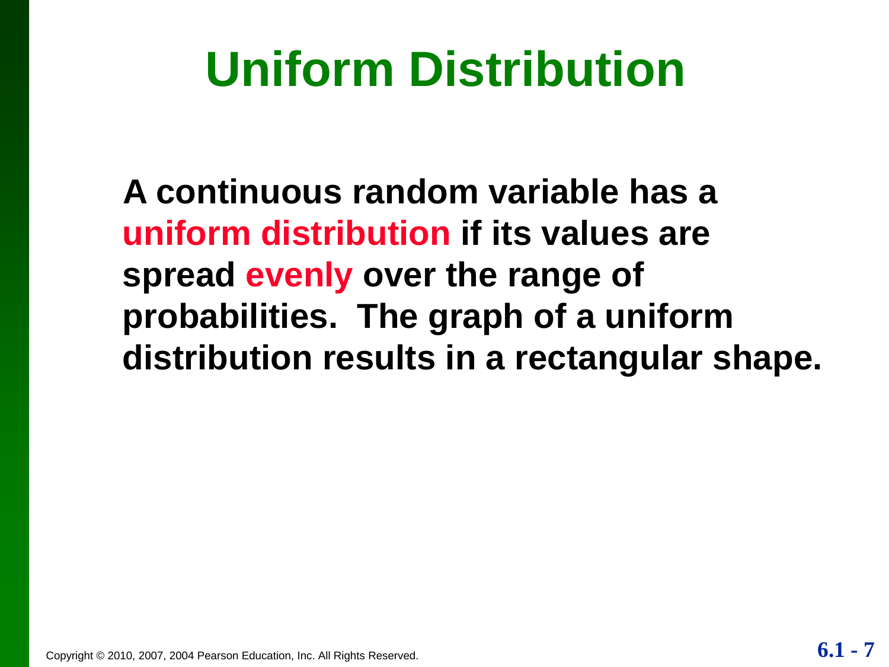# Uniform Distribution

**A continuous random variable has a uniform distribution if its values are spread evenly over the range of probabilities. The graph of a uniform distribution results in a rectangular shape.**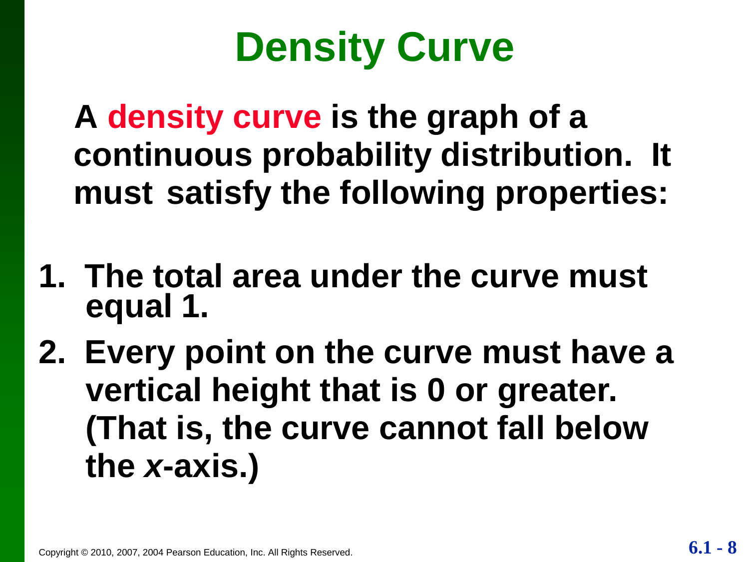# Density Curve

A **density curve** is the graph of a continuous probability distribution. It must satisfy the following properties:

1. The total area under the curve must equal 1.
2. Every point on the curve must have a vertical height that is 0 or greater. (That is, the curve cannot fall below the $x$-axis.)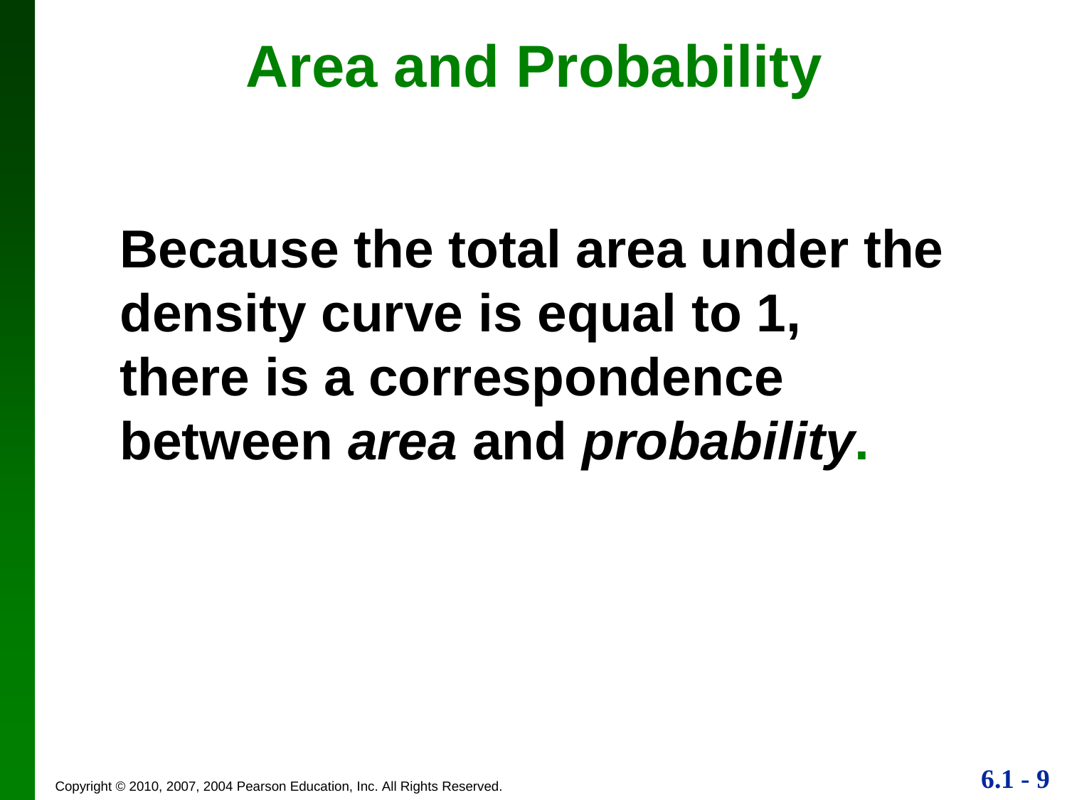# Area and Probability

**Because the total area under the density curve is equal to 1, there is a correspondence between *area* and *probability*.**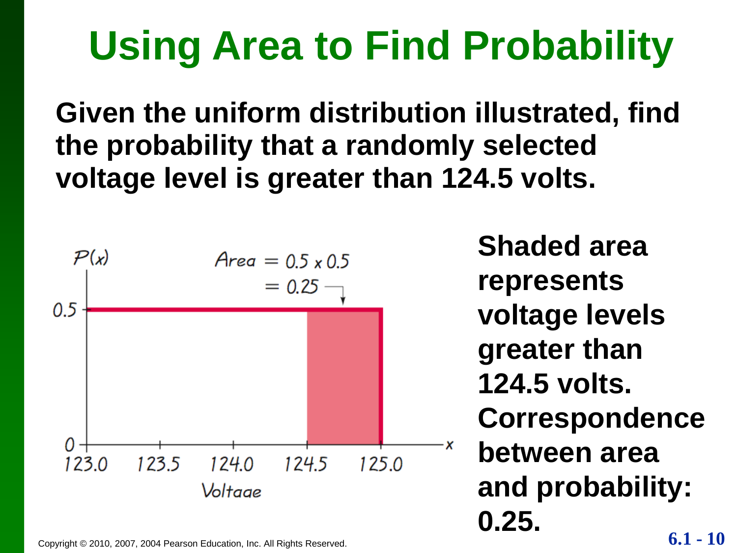# Using Area to Find Probability

**Given the uniform distribution illustrated, find the probability that a randomly selected voltage level is greater than 124.5 volts.**

$P(x)$

0.5

0

Area $= 0.5 \times 0.5$

$= 0.25$

123.0 123.5 124.0 124.5 125.0 $x$

Voltage

**Shaded area represents voltage levels greater than 124.5 volts. Correspondence between area and probability: 0.25.**

Copyright © 2010, 2007, 2004 Pearson Education, Inc. All Rights Reserved.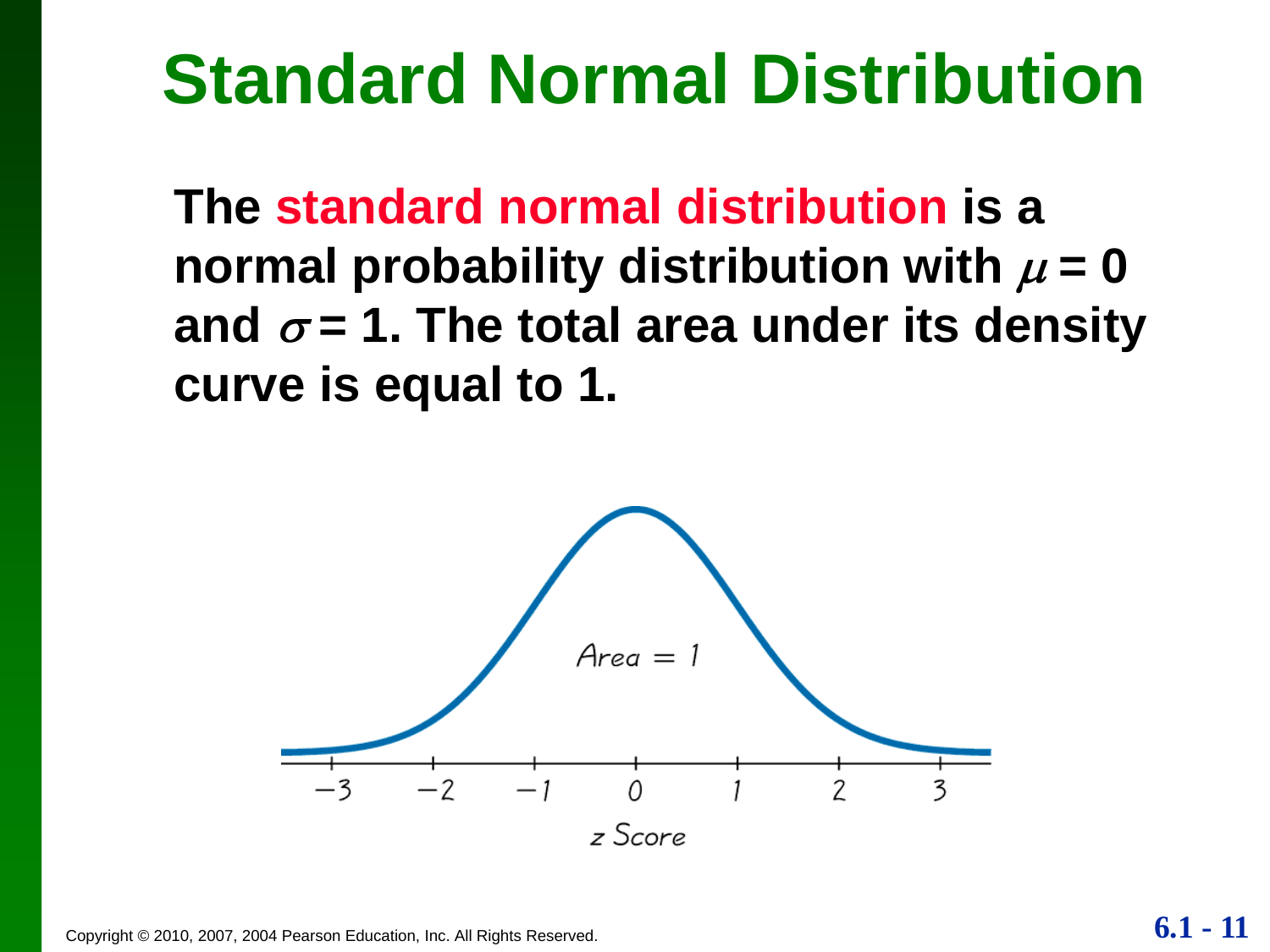# Standard Normal Distribution

The **standard normal distribution** is a normal probability distribution with $\mu = 0$ and $\sigma = 1$. The total area under its density curve is equal to 1.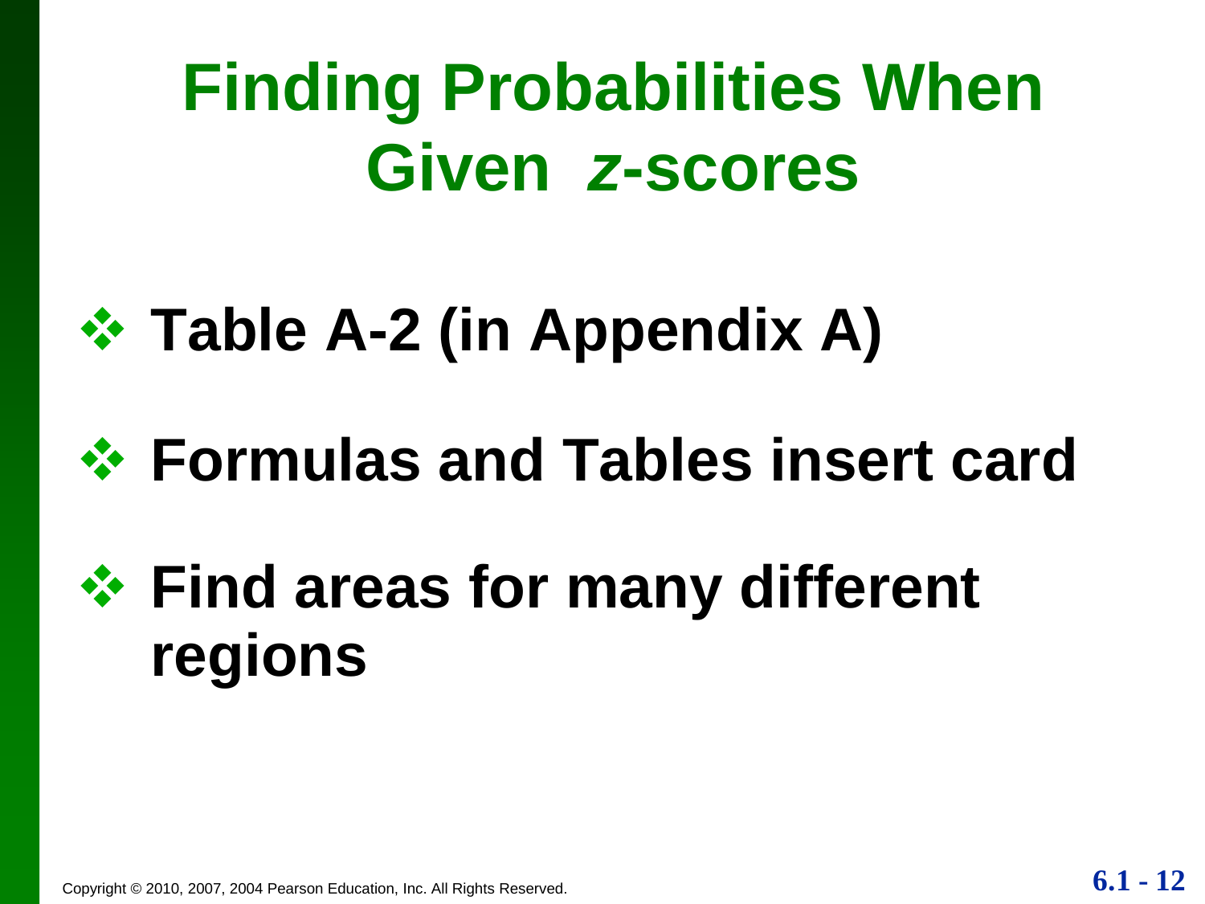# Finding Probabilities When Given *z*-scores

- **Table A-2 (in Appendix A)**
- **Formulas and Tables insert card**
- **Find areas for many different regions**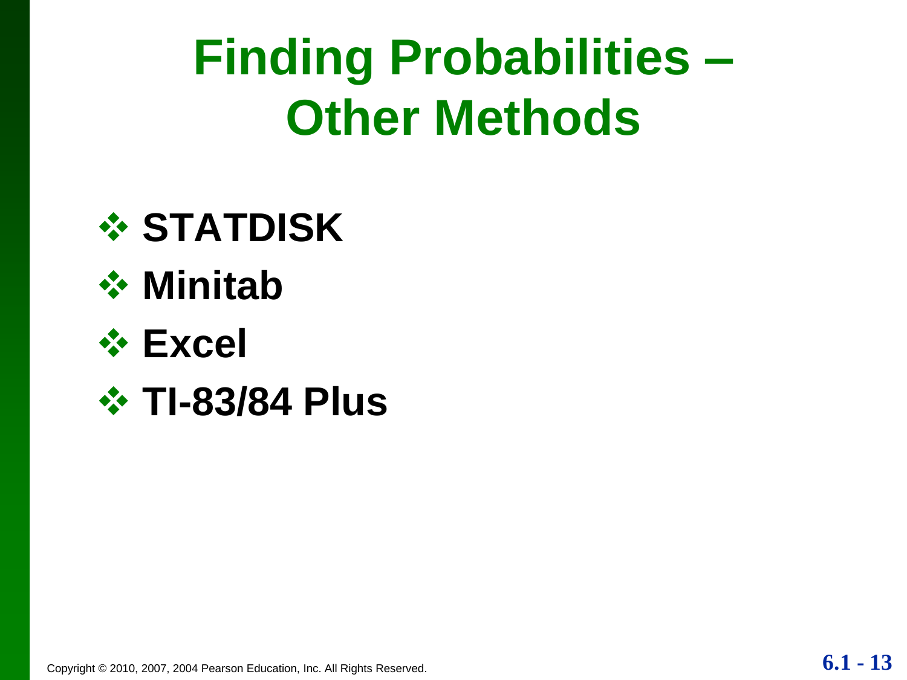# Finding Probabilities – Other Methods

- **STATDISK**
- **Minitab**
- **Excel**
- **TI-83/84 Plus**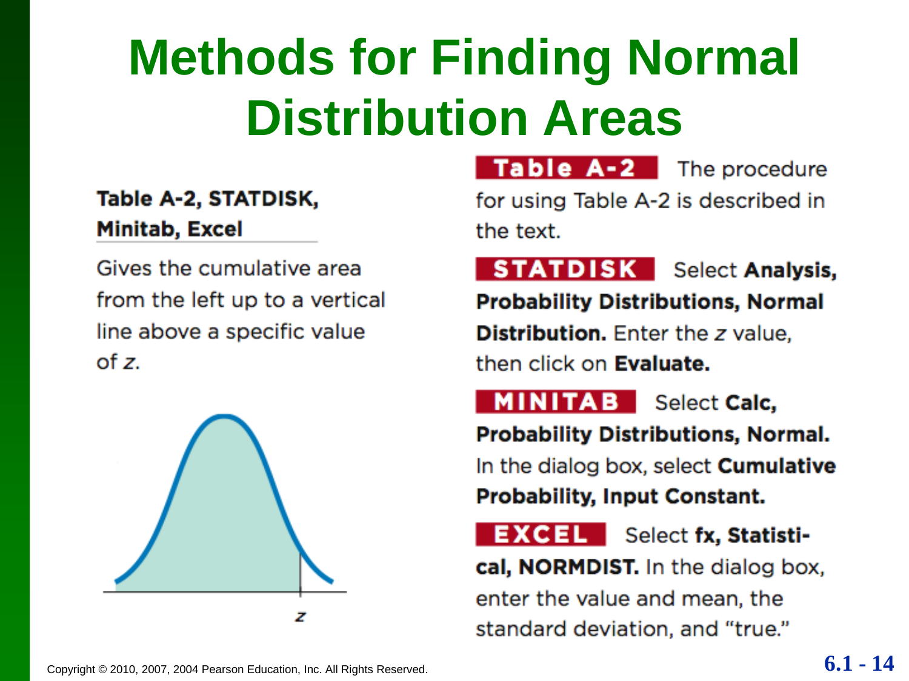# Methods for Finding Normal Distribution Areas

**Table A-2, STATDISK, Minitab, Excel**

Gives the cumulative area from the left up to a vertical line above a specific value of $z$.

**Table A-2** The procedure for using Table A-2 is described in the text.

**STATDISK** Select **Analysis, Probability Distributions, Normal Distribution.** Enter the $z$ value, then click on **Evaluate.**

**MINITAB** Select **Calc, Probability Distributions, Normal.** In the dialog box, select **Cumulative Probability, Input Constant.**

**EXCEL** Select **fx, Statistical, NORMDIST.** In the dialog box, enter the value and mean, the standard deviation, and "true."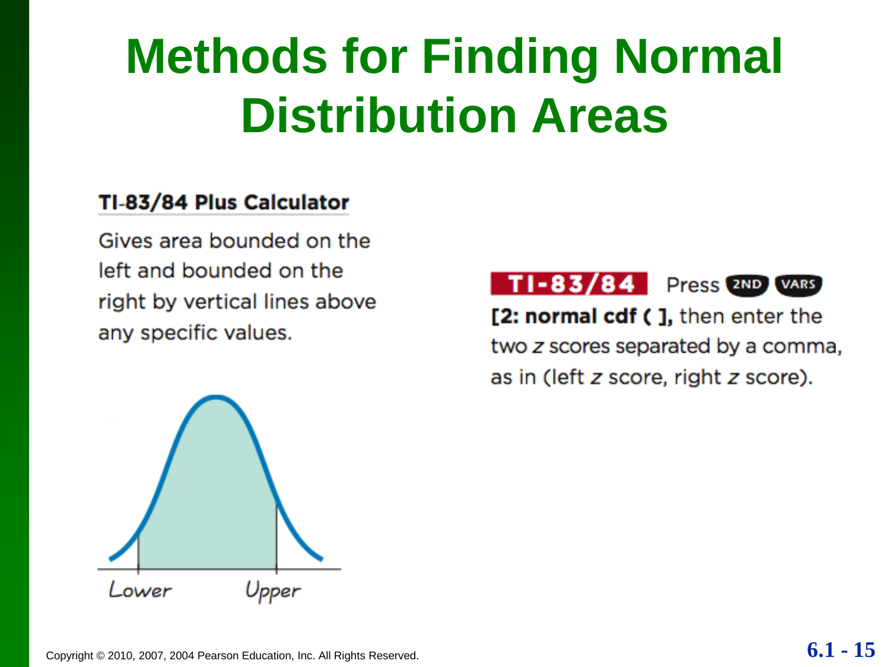# Methods for Finding Normal Distribution Areas

**TI-83/84 Plus Calculator**

Gives area bounded on the left and bounded on the right by vertical lines above any specific values.

Lower Upper

**TI-83/84** Press 2ND VARS **[2: normal cdf ( ],** then enter the two *z* scores separated by a comma, as in (left *z* score, right *z* score).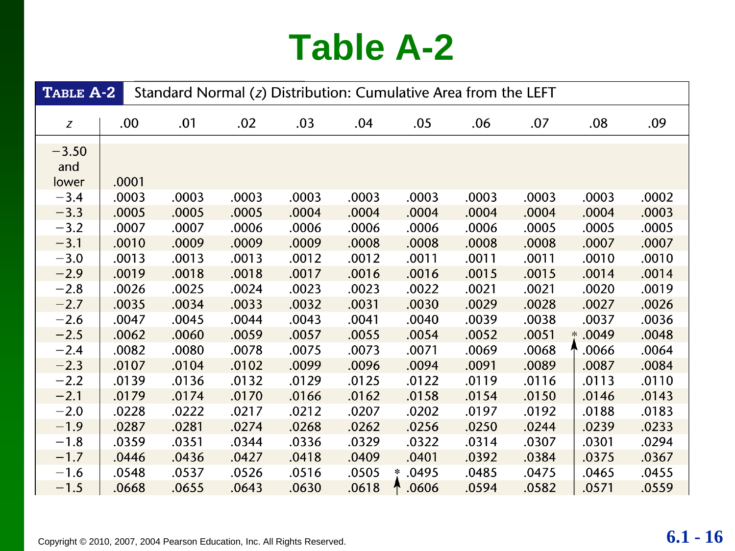# Table A-2

| TABLE A-2 | Standard Normal ($z$) Distribution: Cumulative Area from the LEFT | | | | | | | | |
|---|---|---|---|---|---|---|---|---|---|
| $z$ | .00 | .01 | .02 | .03 | .04 | .05 | .06 | .07 | .08 | .09 |
| −3.50 and lower | .0001 | | | | | | | | | |
| −3.4 | .0003 | .0003 | .0003 | .0003 | .0003 | .0003 | .0003 | .0003 | .0003 | .0002 |
| −3.3 | .0005 | .0005 | .0005 | .0004 | .0004 | .0004 | .0004 | .0004 | .0004 | .0003 |
| −3.2 | .0007 | .0007 | .0006 | .0006 | .0006 | .0006 | .0006 | .0005 | .0005 | .0005 |
| −3.1 | .0010 | .0009 | .0009 | .0009 | .0008 | .0008 | .0008 | .0008 | .0007 | .0007 |
| −3.0 | .0013 | .0013 | .0013 | .0012 | .0012 | .0011 | .0011 | .0011 | .0010 | .0010 |
| −2.9 | .0019 | .0018 | .0018 | .0017 | .0016 | .0016 | .0015 | .0015 | .0014 | .0014 |
| −2.8 | .0026 | .0025 | .0024 | .0023 | .0023 | .0022 | .0021 | .0021 | .0020 | .0019 |
| −2.7 | .0035 | .0034 | .0033 | .0032 | .0031 | .0030 | .0029 | .0028 | .0027 | .0026 |
| −2.6 | .0047 | .0045 | .0044 | .0043 | .0041 | .0040 | .0039 | .0038 | .0037 | .0036 |
| −2.5 | .0062 | .0060 | .0059 | .0057 | .0055 | .0054 | .0052 | .0051 | * .0049 | .0048 |
| −2.4 | .0082 | .0080 | .0078 | .0075 | .0073 | .0071 | .0069 | .0068 | .0066 | .0064 |
| −2.3 | .0107 | .0104 | .0102 | .0099 | .0096 | .0094 | .0091 | .0089 | .0087 | .0084 |
| −2.2 | .0139 | .0136 | .0132 | .0129 | .0125 | .0122 | .0119 | .0116 | .0113 | .0110 |
| −2.1 | .0179 | .0174 | .0170 | .0166 | .0162 | .0158 | .0154 | .0150 | .0146 | .0143 |
| −2.0 | .0228 | .0222 | .0217 | .0212 | .0207 | .0202 | .0197 | .0192 | .0188 | .0183 |
| −1.9 | .0287 | .0281 | .0274 | .0268 | .0262 | .0256 | .0250 | .0244 | .0239 | .0233 |
| −1.8 | .0359 | .0351 | .0344 | .0336 | .0329 | .0322 | .0314 | .0307 | .0301 | .0294 |
| −1.7 | .0446 | .0436 | .0427 | .0418 | .0409 | .0401 | .0392 | .0384 | .0375 | .0367 |
| −1.6 | .0548 | .0537 | .0526 | .0516 | .0505 | * .0495 | .0485 | .0475 | .0465 | .0455 |
| −1.5 | .0668 | .0655 | .0643 | .0630 | .0618 | .0606 | .0594 | .0582 | .0571 | .0559 |

Copyright © 2010, 2007, 2004 Pearson Education, Inc. All Rights Reserved.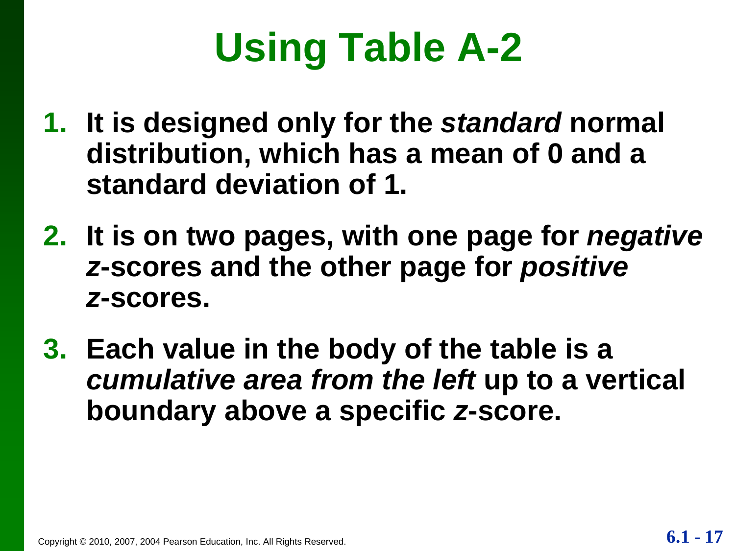# Using Table A-2

1. **It is designed only for the *standard* normal distribution, which has a mean of 0 and a standard deviation of 1.**
2. **It is on two pages, with one page for *negative z*-scores and the other page for *positive z*-scores.**
3. **Each value in the body of the table is a *cumulative area from the left* up to a vertical boundary above a specific *z*-score.**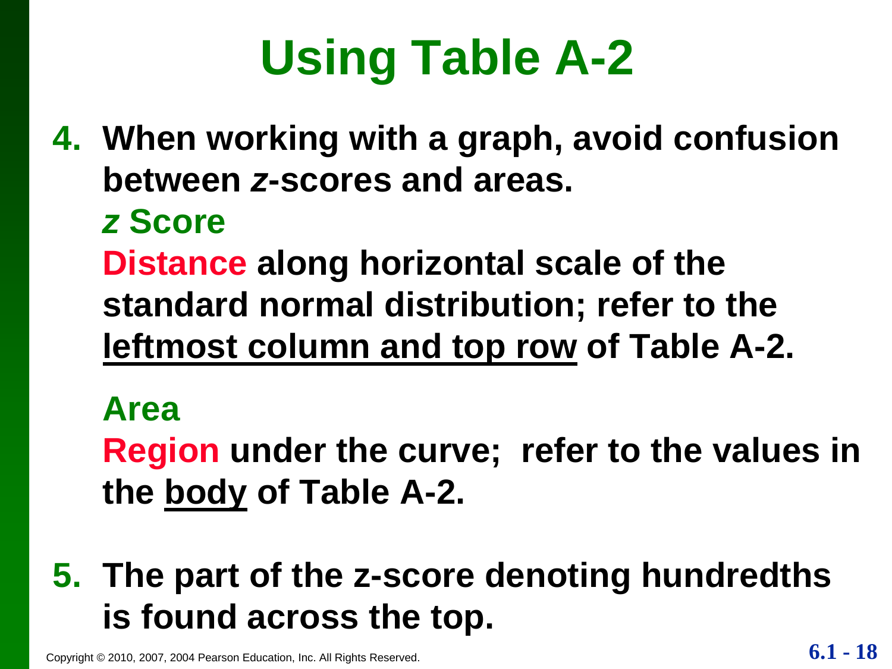# Using Table A-2

4. **When working with a graph, avoid confusion between *z*-scores and areas.**

   ***z* Score**

   **Distance along horizontal scale of the standard normal distribution; refer to the leftmost column and top row of Table A-2.**

   **Area**

   **Region under the curve; refer to the values in the body of Table A-2.**

5. **The part of the *z*-score denoting hundredths is found across the top.**

Copyright © 2010, 2007, 2004 Pearson Education, Inc. All Rights Reserved.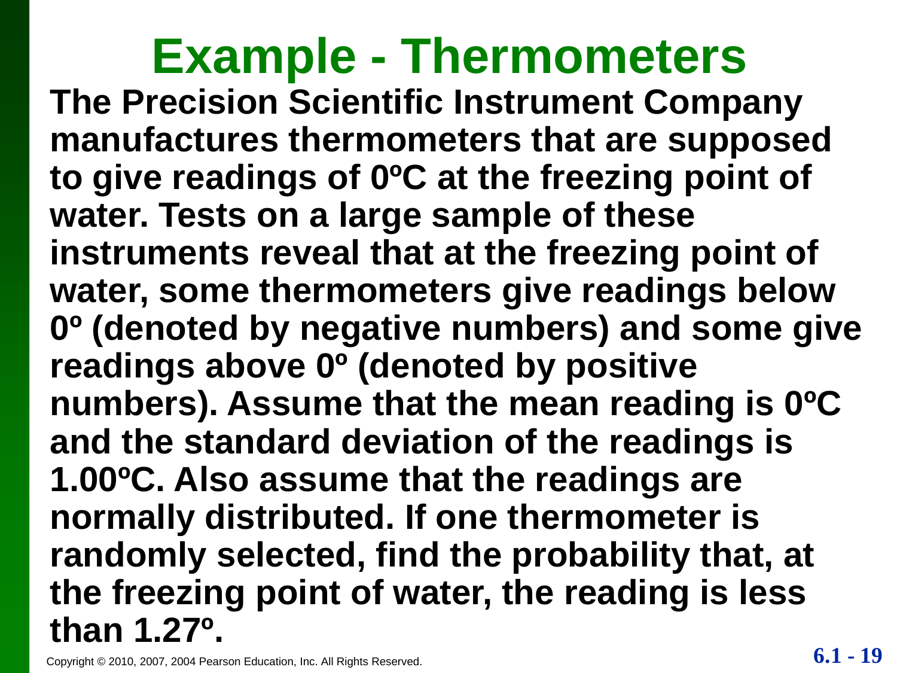# Example - Thermometers

**The Precision Scientific Instrument Company manufactures thermometers that are supposed to give readings of 0ºC at the freezing point of water. Tests on a large sample of these instruments reveal that at the freezing point of water, some thermometers give readings below 0º (denoted by negative numbers) and some give readings above 0º (denoted by positive numbers). Assume that the mean reading is 0ºC and the standard deviation of the readings is 1.00ºC. Also assume that the readings are normally distributed. If one thermometer is randomly selected, find the probability that, at the freezing point of water, the reading is less than 1.27º.**

Copyright © 2010, 2007, 2004 Pearson Education, Inc. All Rights Reserved.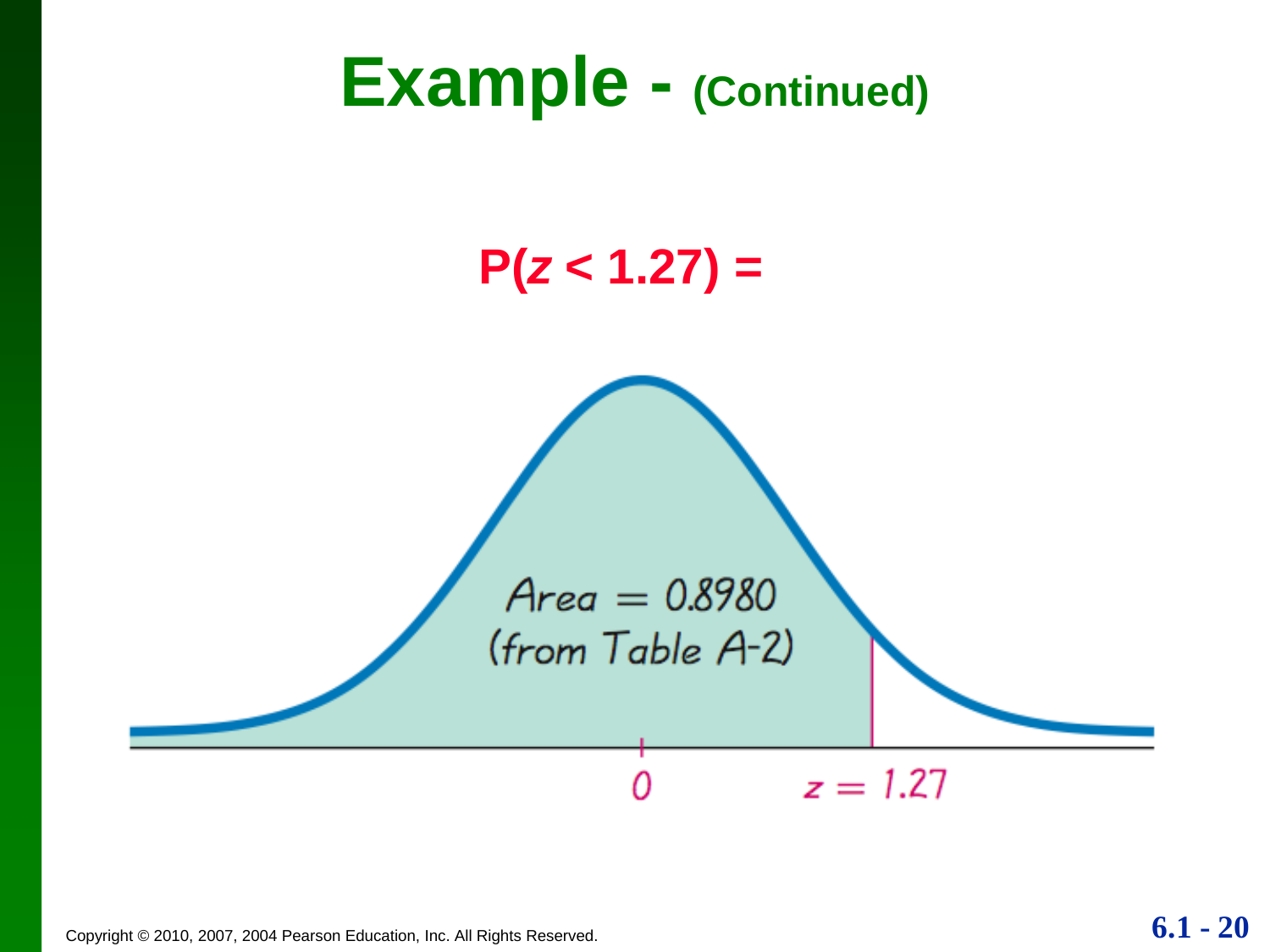# Example - (Continued)

$P(z < 1.27) =$

Area = 0.8980
(from Table A-2)

0 $z = 1.27$

Copyright © 2010, 2007, 2004 Pearson Education, Inc. All Rights Reserved.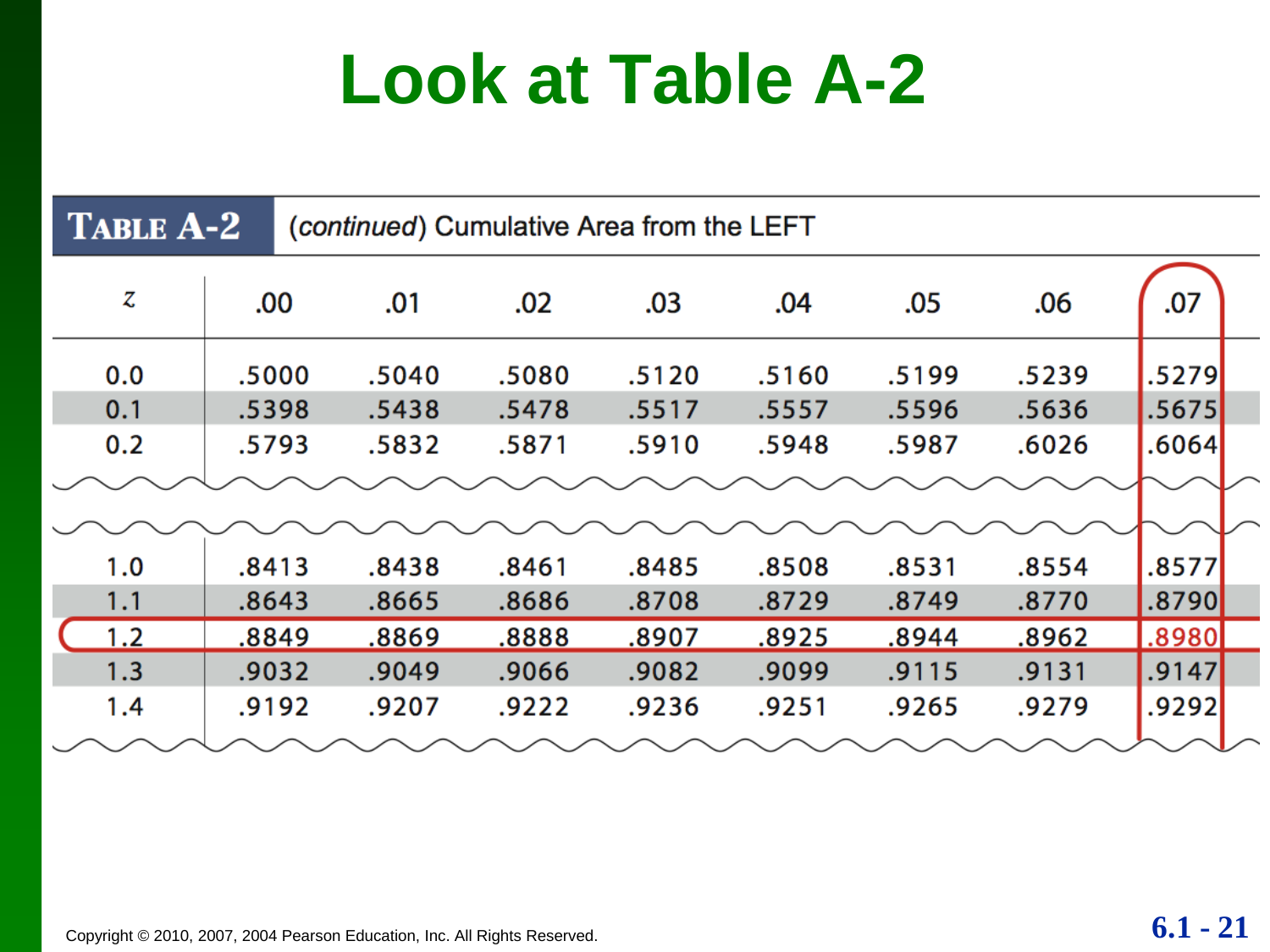# Look at Table A-2

**TABLE A-2** (*continued*) Cumulative Area from the LEFT

| z | .00 | .01 | .02 | .03 | .04 | .05 | .06 | .07 |
|---|---|---|---|---|---|---|---|---|
| 0.0 | .5000 | .5040 | .5080 | .5120 | .5160 | .5199 | .5239 | .5279 |
| 0.1 | .5398 | .5438 | .5478 | .5517 | .5557 | .5596 | .5636 | .5675 |
| 0.2 | .5793 | .5832 | .5871 | .5910 | .5948 | .5987 | .6026 | .6064 |
| 1.0 | .8413 | .8438 | .8461 | .8485 | .8508 | .8531 | .8554 | .8577 |
| 1.1 | .8643 | .8665 | .8686 | .8708 | .8729 | .8749 | .8770 | .8790 |
| 1.2 | .8849 | .8869 | .8888 | .8907 | .8925 | .8944 | .8962 | .8980 |
| 1.3 | .9032 | .9049 | .9066 | .9082 | .9099 | .9115 | .9131 | .9147 |
| 1.4 | .9192 | .9207 | .9222 | .9236 | .9251 | .9265 | .9279 | .9292 |

Copyright © 2010, 2007, 2004 Pearson Education, Inc. All Rights Reserved.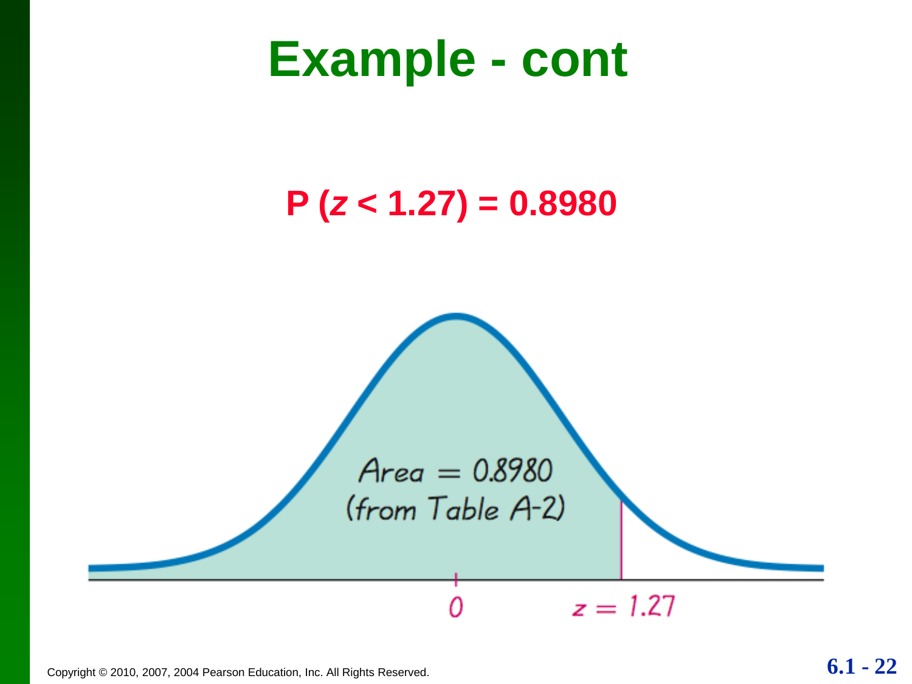# Example - cont

$$P(z < 1.27) = 0.8980$$

Area = 0.8980 (from Table A-2)

0

$z = 1.27$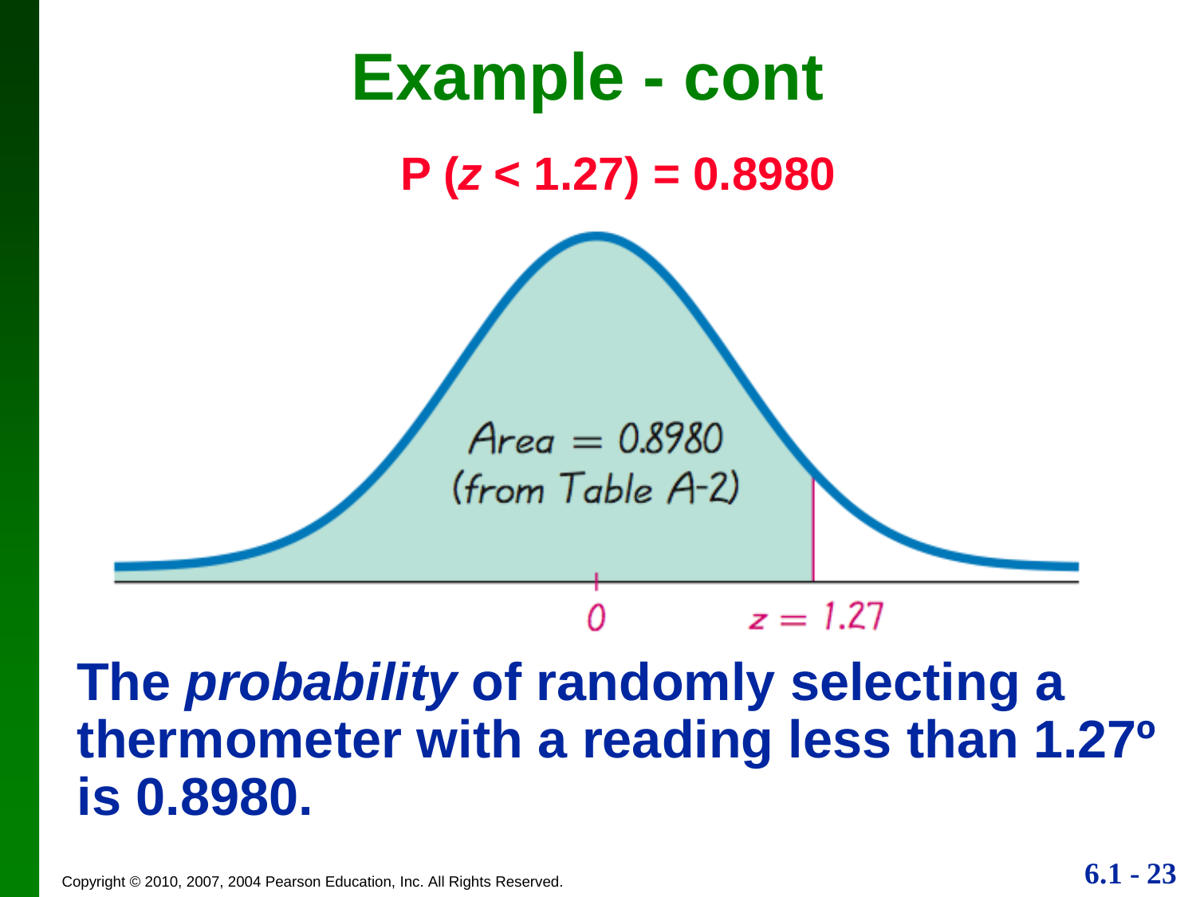# Example - cont

**$P(z < 1.27) = 0.8980$**

Area = 0.8980
(from Table A-2)

0 $z = 1.27$

**The *probability* of randomly selecting a thermometer with a reading less than 1.27º is 0.8980.**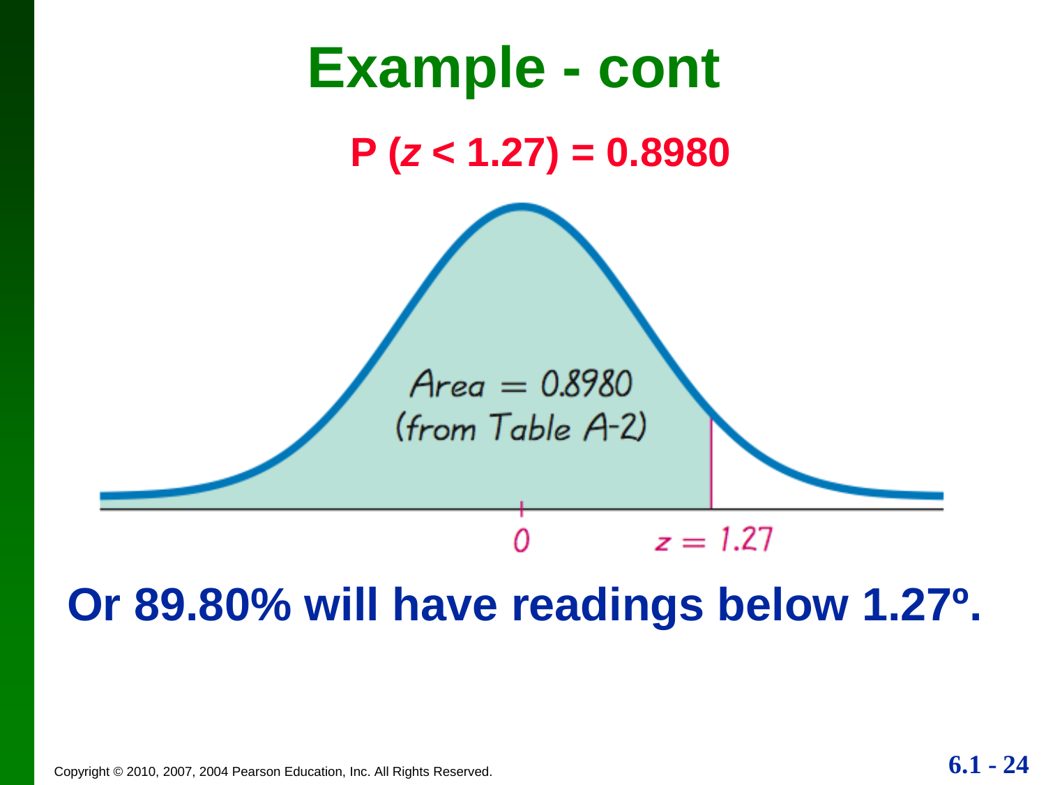# Example - cont

**$P(z < 1.27) = 0.8980$**

Area = 0.8980 (from Table A-2)

0    $z = 1.27$

**Or 89.80% will have readings below 1.27º.**

Copyright © 2010, 2007, 2004 Pearson Education, Inc. All Rights Reserved.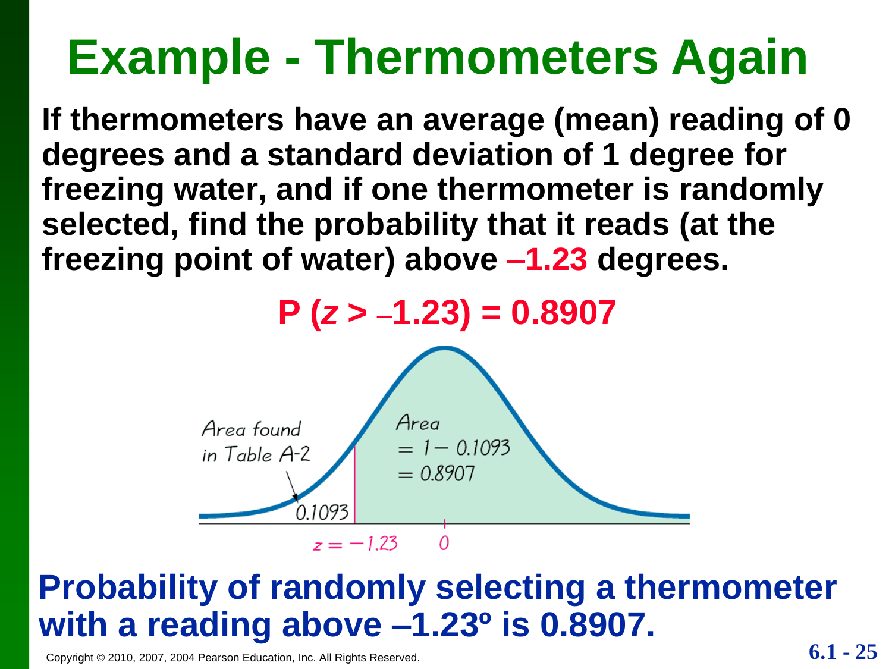# Example - Thermometers Again

**If thermometers have an average (mean) reading of 0 degrees and a standard deviation of 1 degree for freezing water, and if one thermometer is randomly selected, find the probability that it reads (at the freezing point of water) above –1.23 degrees.**

$$P(z > -1.23) = 0.8907$$

Area found in Table A-2

0.1093

Area $= 1 - 0.1093$ $= 0.8907$

$z = -1.23$ 0

**Probability of randomly selecting a thermometer with a reading above –1.23º is 0.8907.**

Copyright © 2010, 2007, 2004 Pearson Education, Inc. All Rights Reserved.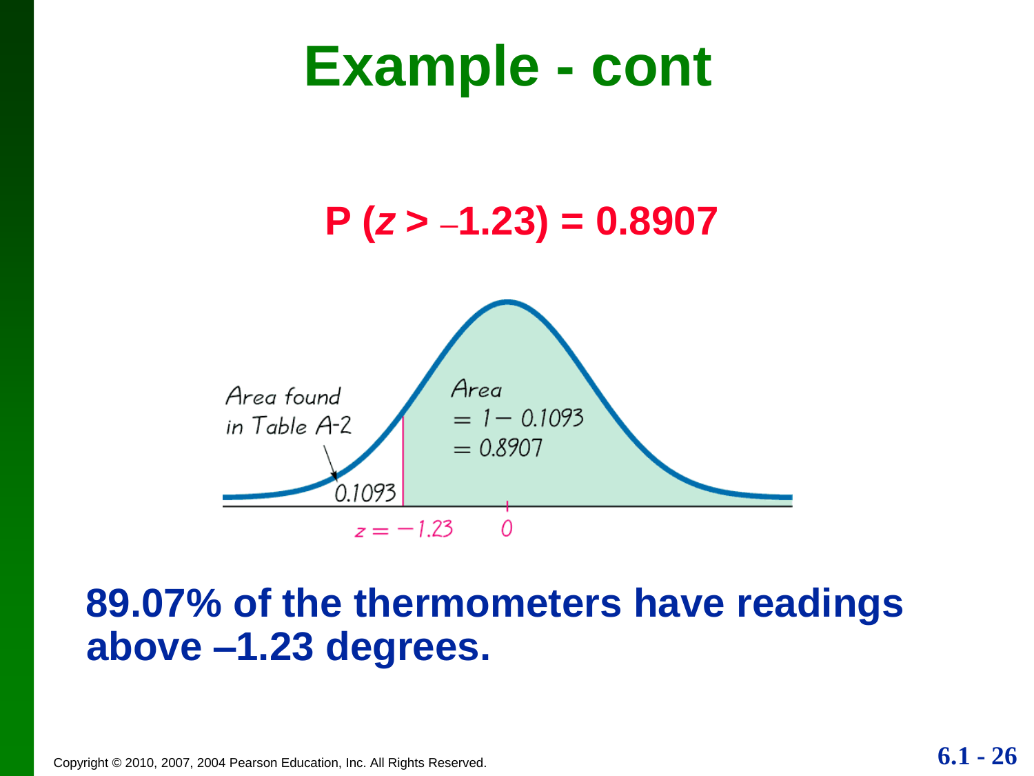# Example - cont

$$P(z > -1.23) = 0.8907$$

Area found in Table A-2

0.1093

Area $= 1 - 0.1093$ $= 0.8907$

$z = -1.23$ &nbsp;&nbsp; 0

**89.07% of the thermometers have readings above –1.23 degrees.**

Copyright © 2010, 2007, 2004 Pearson Education, Inc. All Rights Reserved.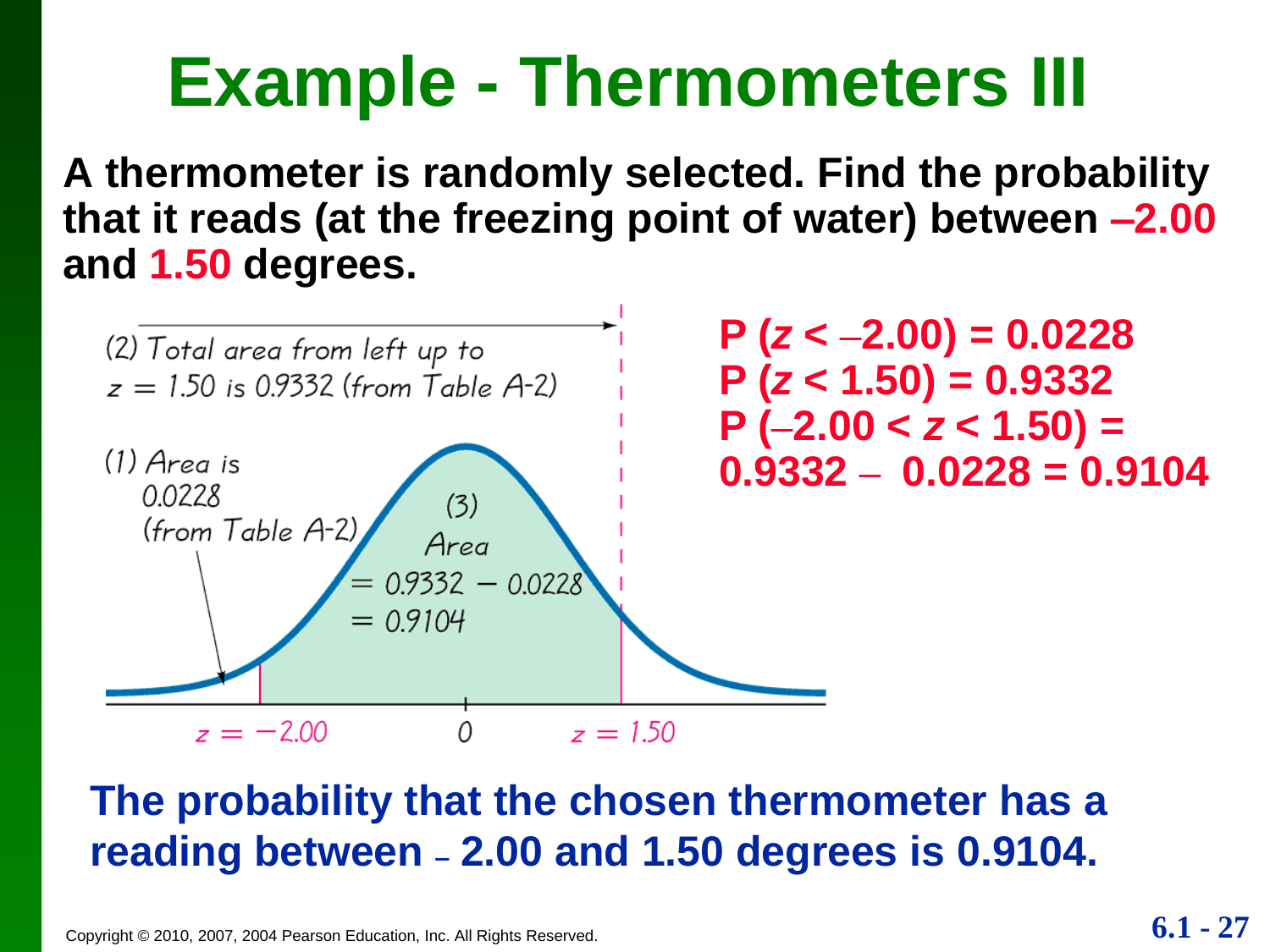# Example - Thermometers III

**A thermometer is randomly selected. Find the probability that it reads (at the freezing point of water) between –2.00 and 1.50 degrees.**

(2) Total area from left up to $z = 1.50$ is 0.9332 (from Table A-2)

(1) Area is 0.0228 (from Table A-2)

(3) Area $= 0.9332 - 0.0228 = 0.9104$

$z = -2.00$ &nbsp;&nbsp; 0 &nbsp;&nbsp; $z = 1.50$

**$P(z < -2.00) = 0.0228$**
**$P(z < 1.50) = 0.9332$**
**$P(-2.00 < z < 1.50) =$**
**$0.9332 - 0.0228 = 0.9104$**

**The probability that the chosen thermometer has a reading between – 2.00 and 1.50 degrees is 0.9104.**

Copyright © 2010, 2007, 2004 Pearson Education, Inc. All Rights Reserved.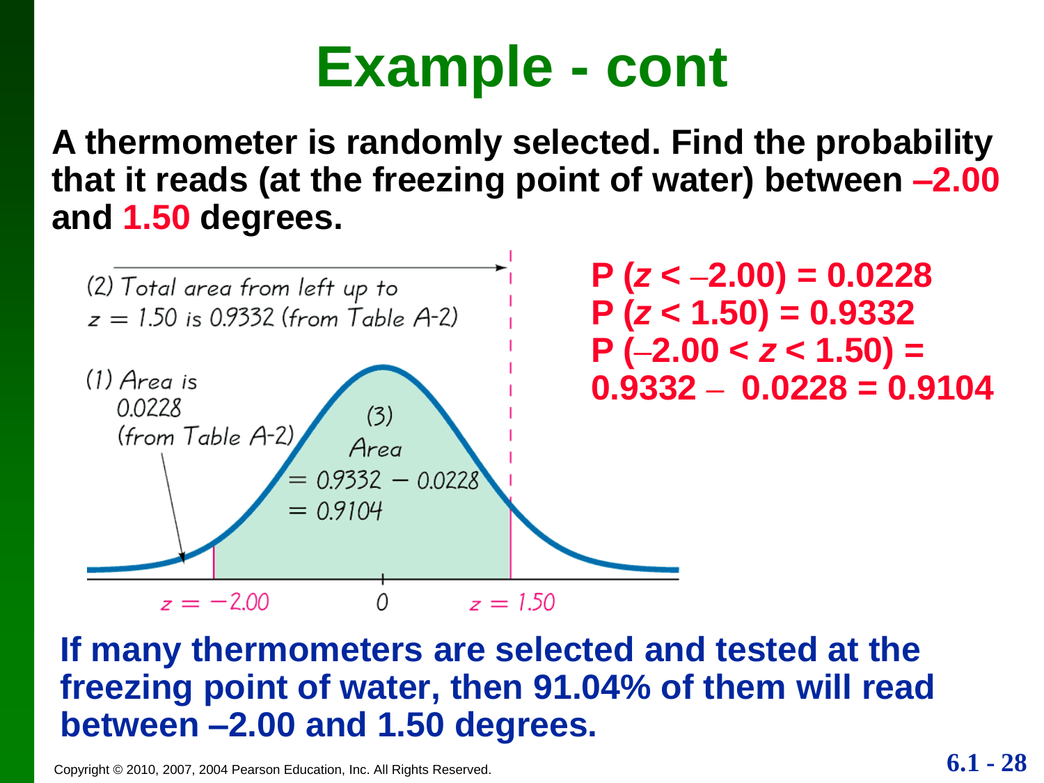# Example - cont

**A thermometer is randomly selected. Find the probability that it reads (at the freezing point of water) between –2.00 and 1.50 degrees.**

(2) Total area from left up to $z = 1.50$ is 0.9332 (from Table A-2)

(1) Area is 0.0228 (from Table A-2)

(3) Area $= 0.9332 - 0.0228 = 0.9104$

$z = -2.00$ 0 $z = 1.50$

**$P(z < -2.00) = 0.0228$**

**$P(z < 1.50) = 0.9332$**

**$P(-2.00 < z < 1.50) =$**

**$0.9332 - 0.0228 = 0.9104$**

**If many thermometers are selected and tested at the freezing point of water, then 91.04% of them will read between –2.00 and 1.50 degrees.**

Copyright © 2010, 2007, 2004 Pearson Education, Inc. All Rights Reserved.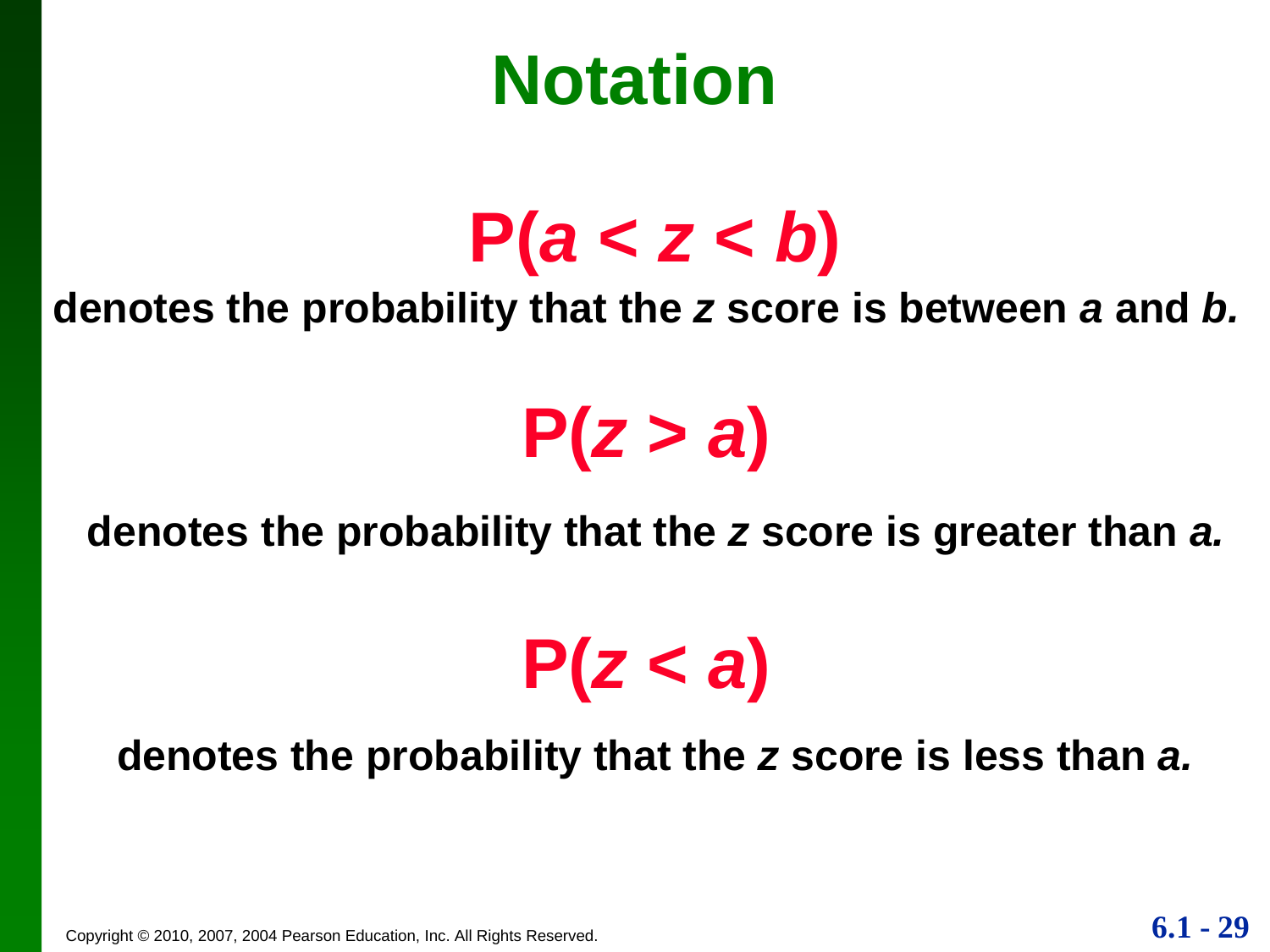# Notation

$$P(a < z < b)$$

**denotes the probability that the *z* score is between *a* and *b.***

$$P(z > a)$$

**denotes the probability that the *z* score is greater than *a.***

$$P(z < a)$$

**denotes the probability that the *z* score is less than *a.***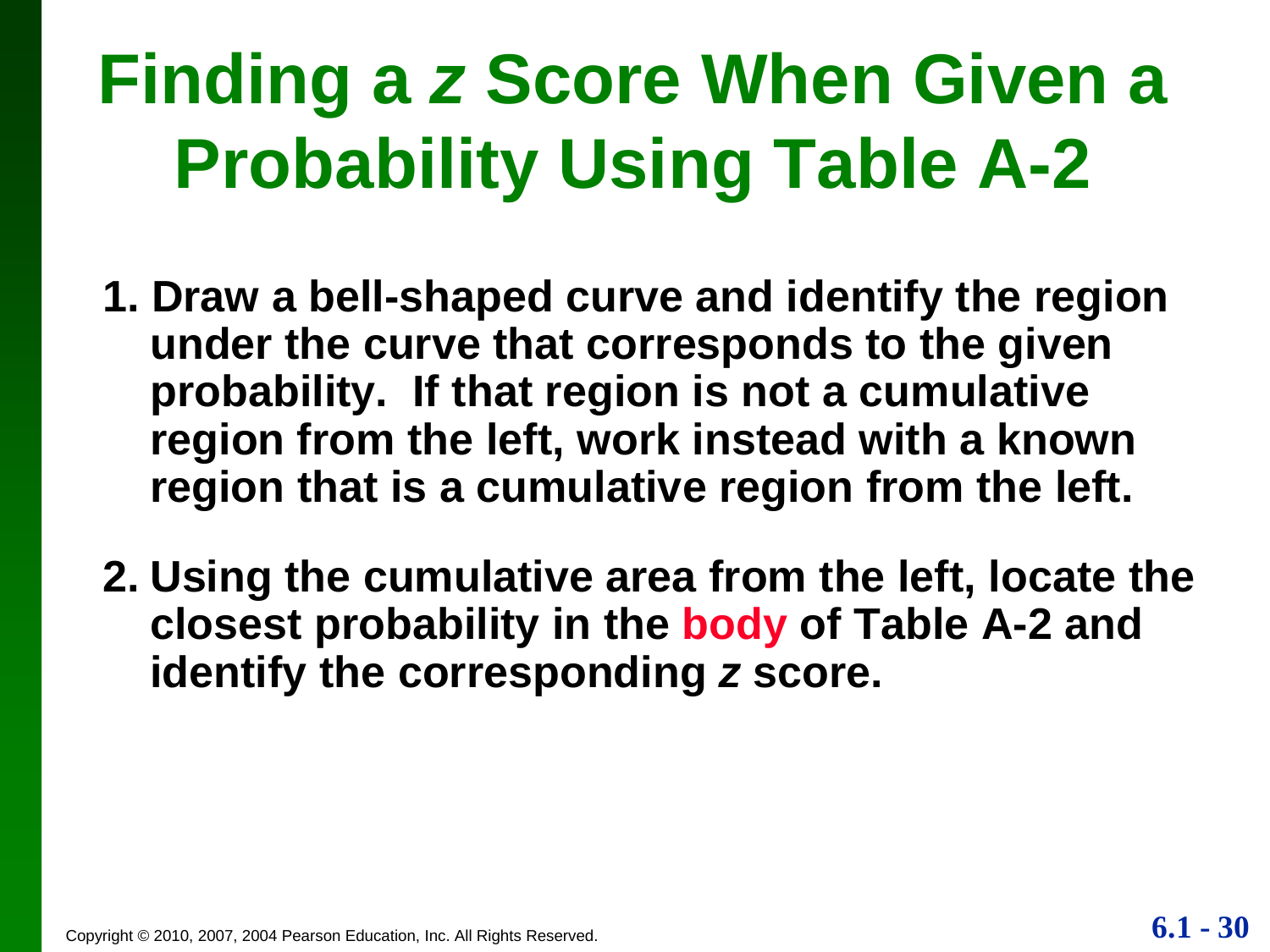# Finding a *z* Score When Given a Probability Using Table A-2

1. **Draw a bell-shaped curve and identify the region under the curve that corresponds to the given probability. If that region is not a cumulative region from the left, work instead with a known region that is a cumulative region from the left.**

2. **Using the cumulative area from the left, locate the closest probability in the body of Table A-2 and identify the corresponding *z* score.**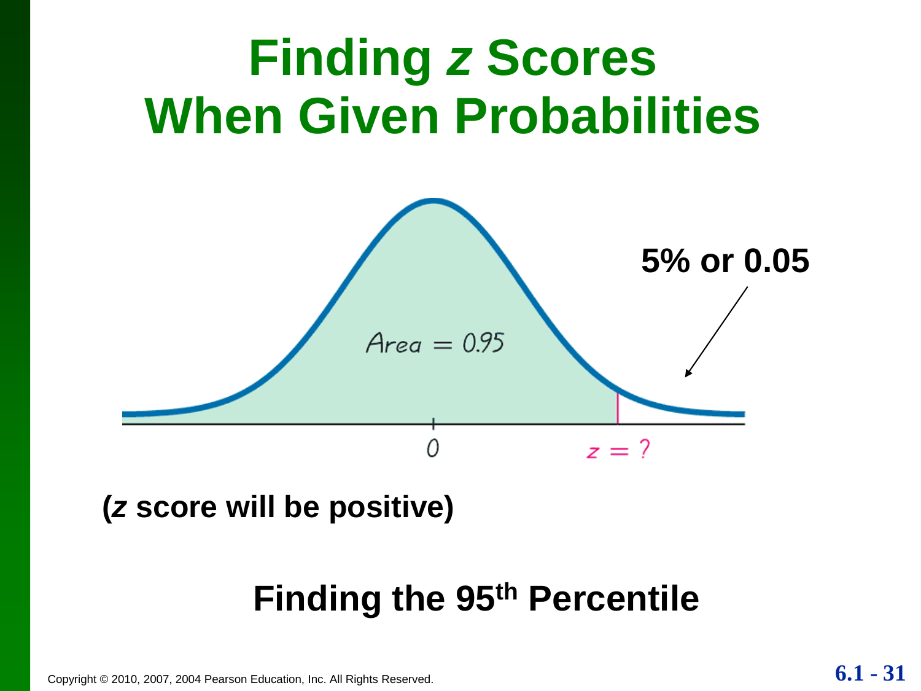# Finding $z$ Scores When Given Probabilities

5% or 0.05

Area = 0.95

0

$z = ?$

(***z*** **score will be positive)**

**Finding the 95th Percentile**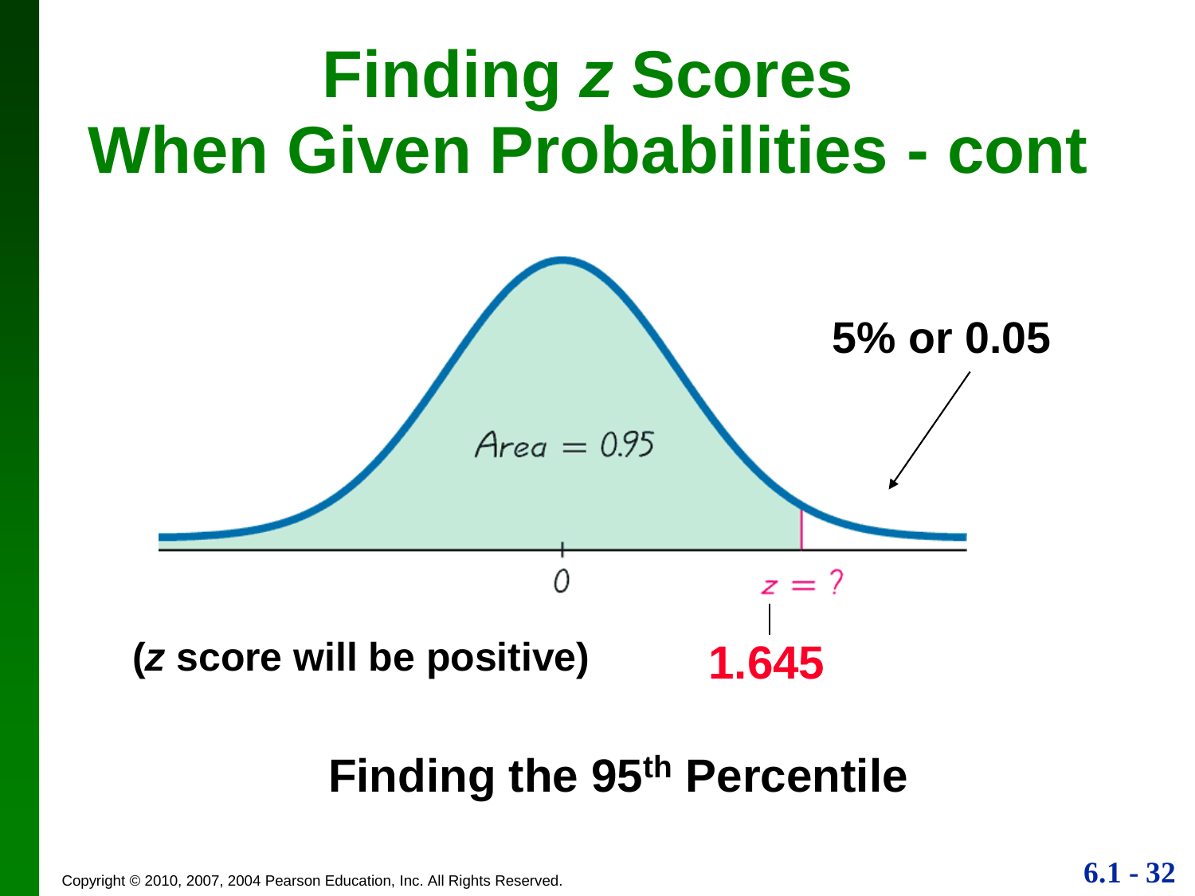# Finding $z$ Scores When Given Probabilities - cont

Area = 0.95

5% or 0.05

0

$z = ?$

1.645

**($z$ score will be positive)**

**Finding the 95th Percentile**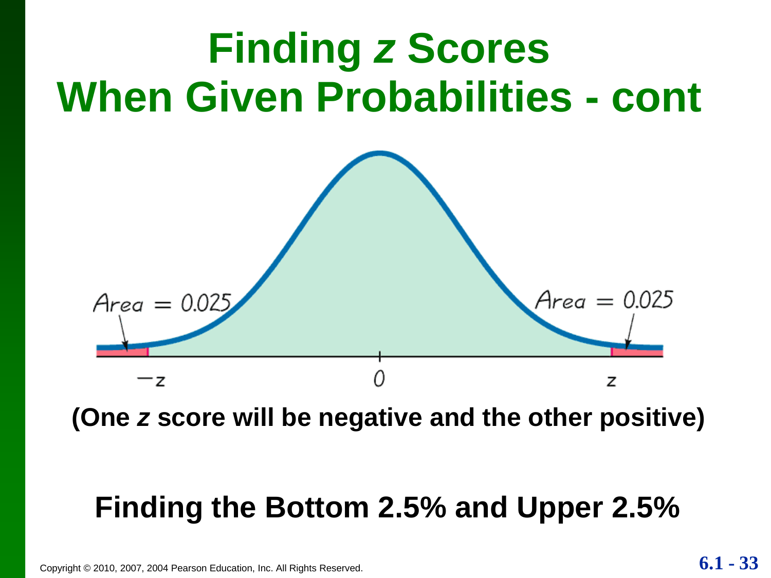# Finding *z* Scores When Given Probabilities - cont

**(One *z* score will be negative and the other positive)**

**Finding the Bottom 2.5% and Upper 2.5%**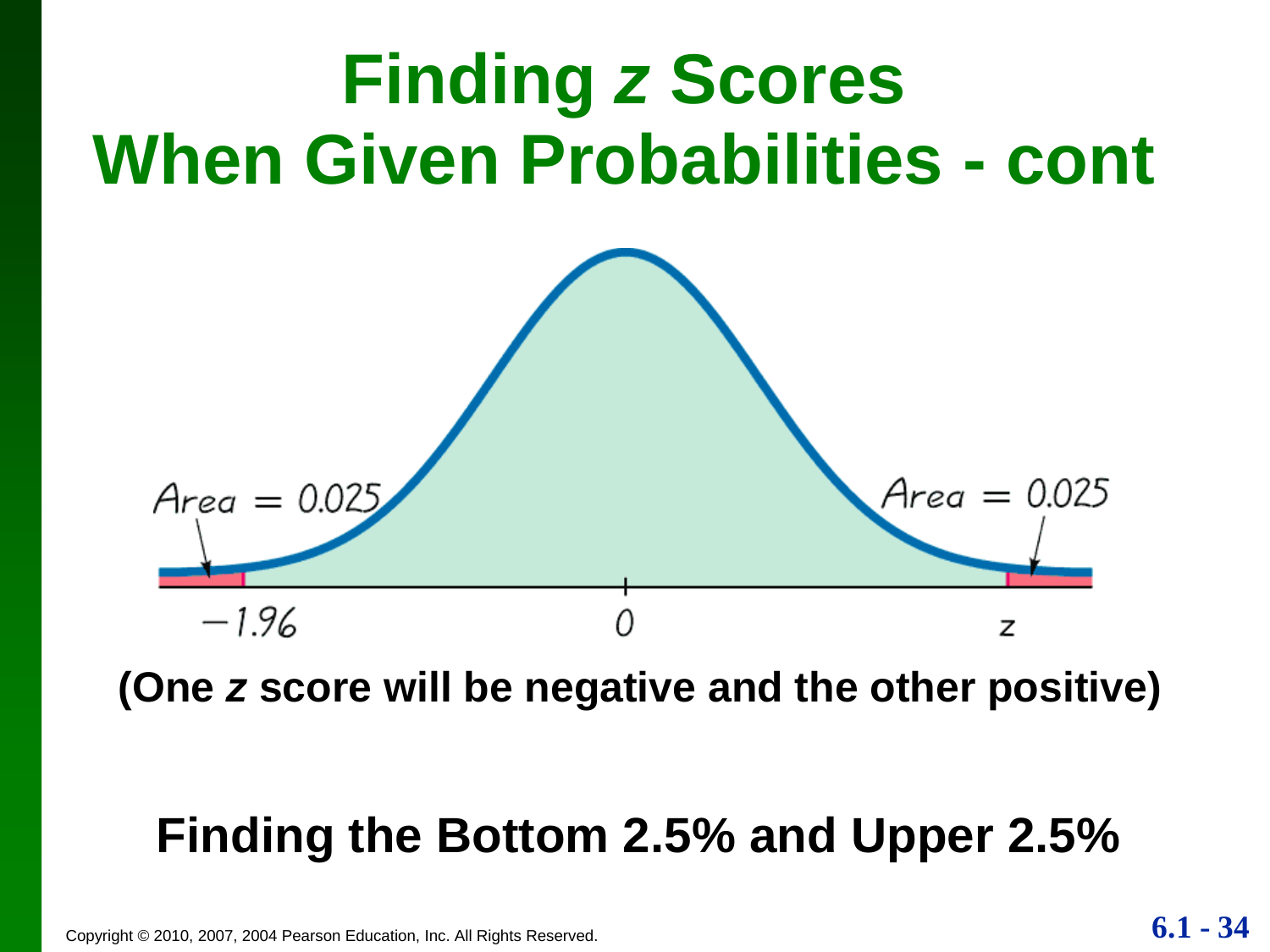# Finding *z* Scores When Given Probabilities - cont

(One *z* score will be negative and the other positive)

**Finding the Bottom 2.5% and Upper 2.5%**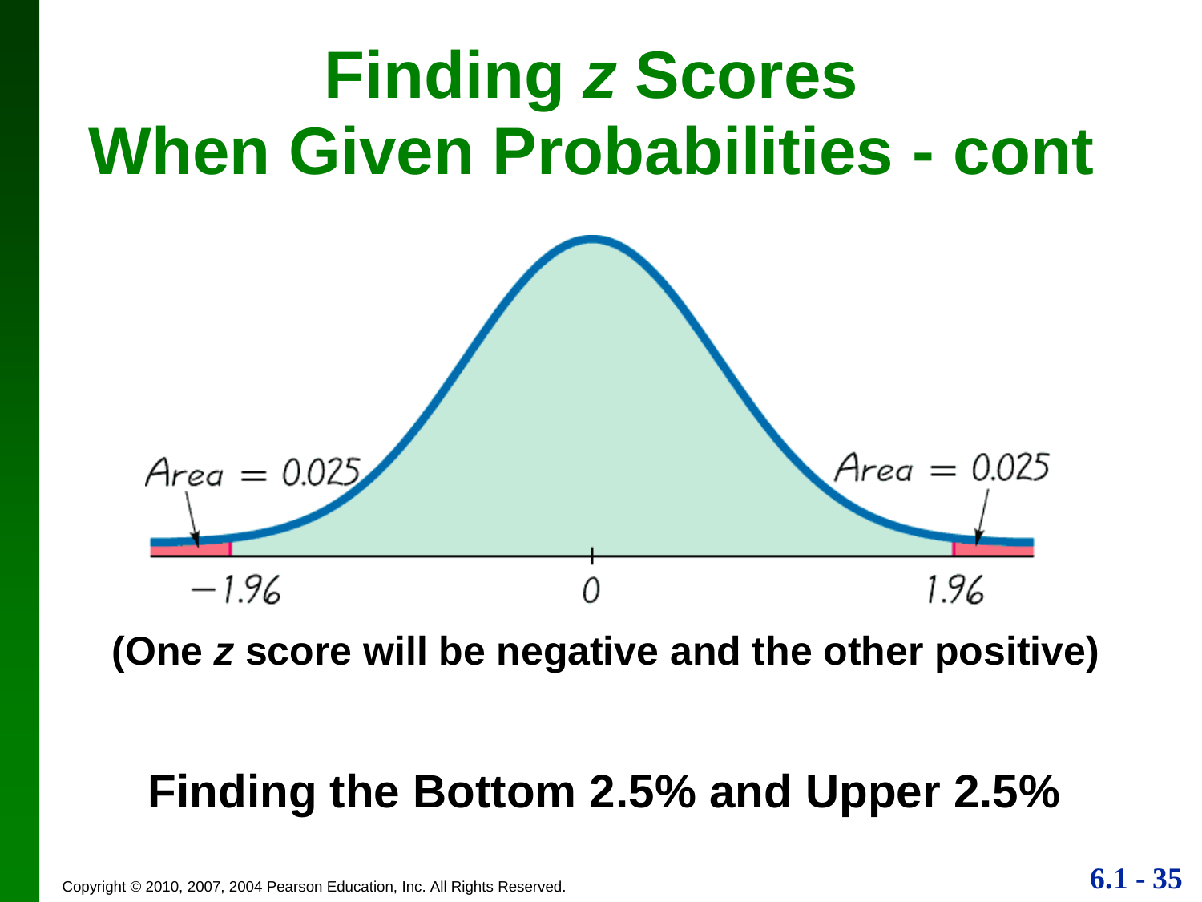# Finding $z$ Scores When Given Probabilities - cont

Area = 0.025 &nbsp;&nbsp;&nbsp; Area = 0.025

−1.96 &nbsp;&nbsp;&nbsp; 0 &nbsp;&nbsp;&nbsp; 1.96

**(One *z* score will be negative and the other positive)**

**Finding the Bottom 2.5% and Upper 2.5%**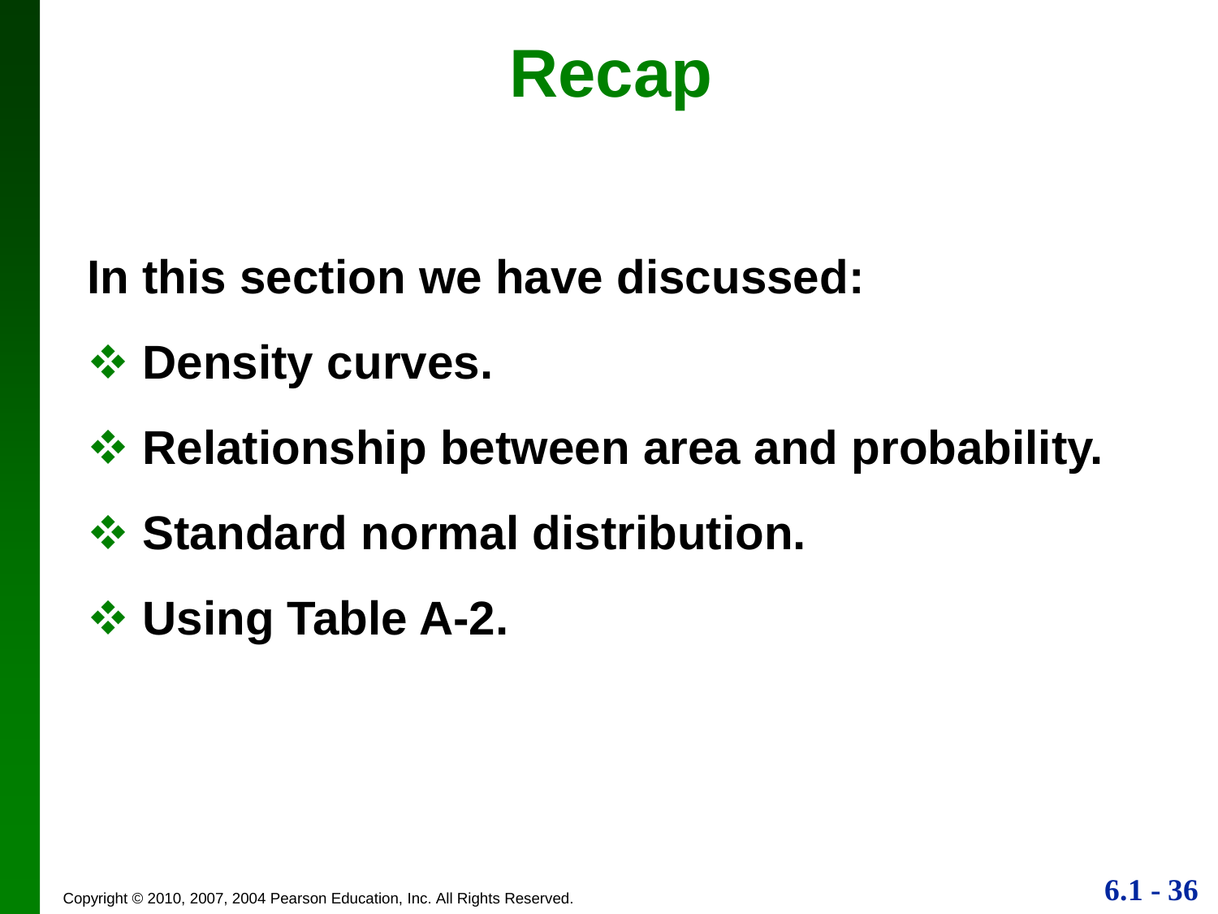# Recap

**In this section we have discussed:**

- **Density curves.**
- **Relationship between area and probability.**
- **Standard normal distribution.**
- **Using Table A-2.**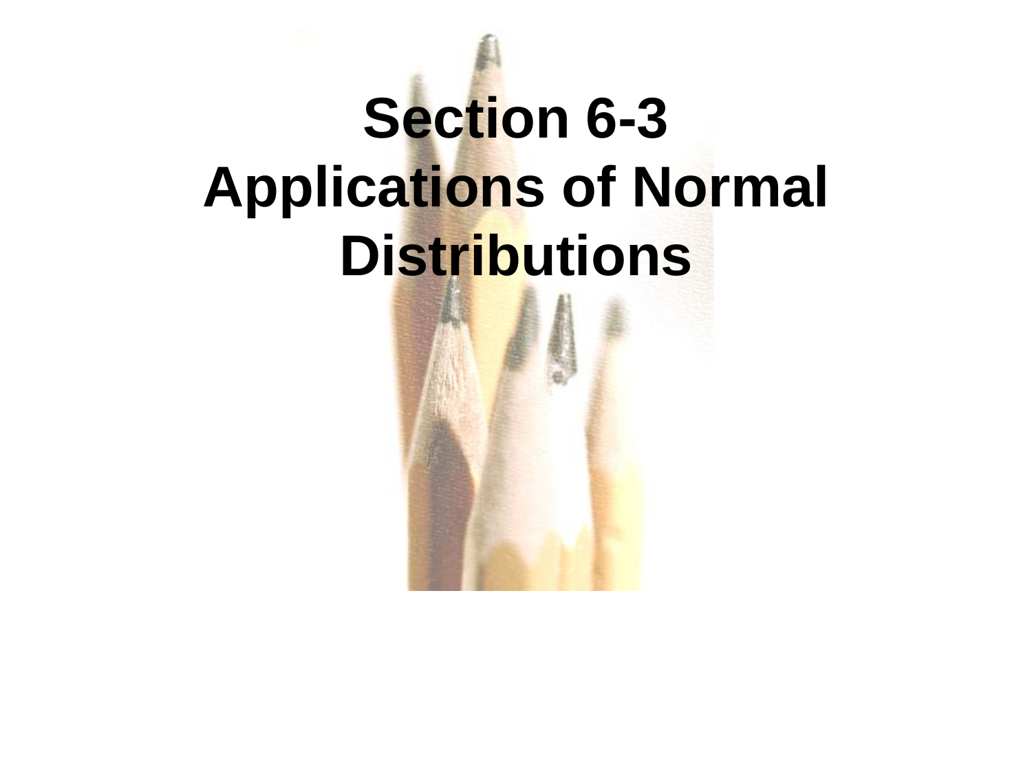# Section 6-3 Applications of Normal Distributions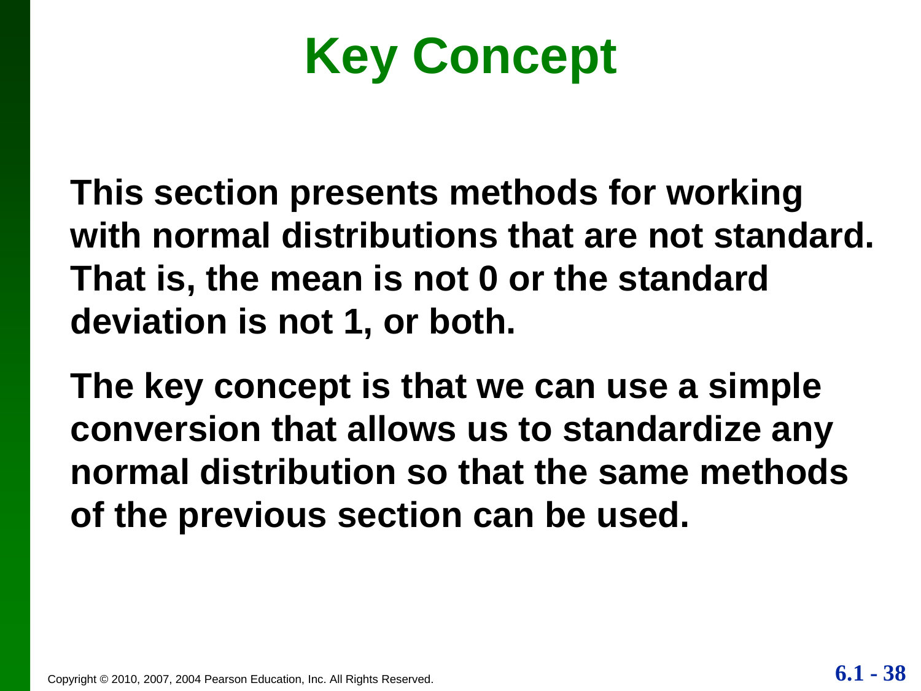# Key Concept

**This section presents methods for working with normal distributions that are not standard. That is, the mean is not 0 or the standard deviation is not 1, or both.**

**The key concept is that we can use a simple conversion that allows us to standardize any normal distribution so that the same methods of the previous section can be used.**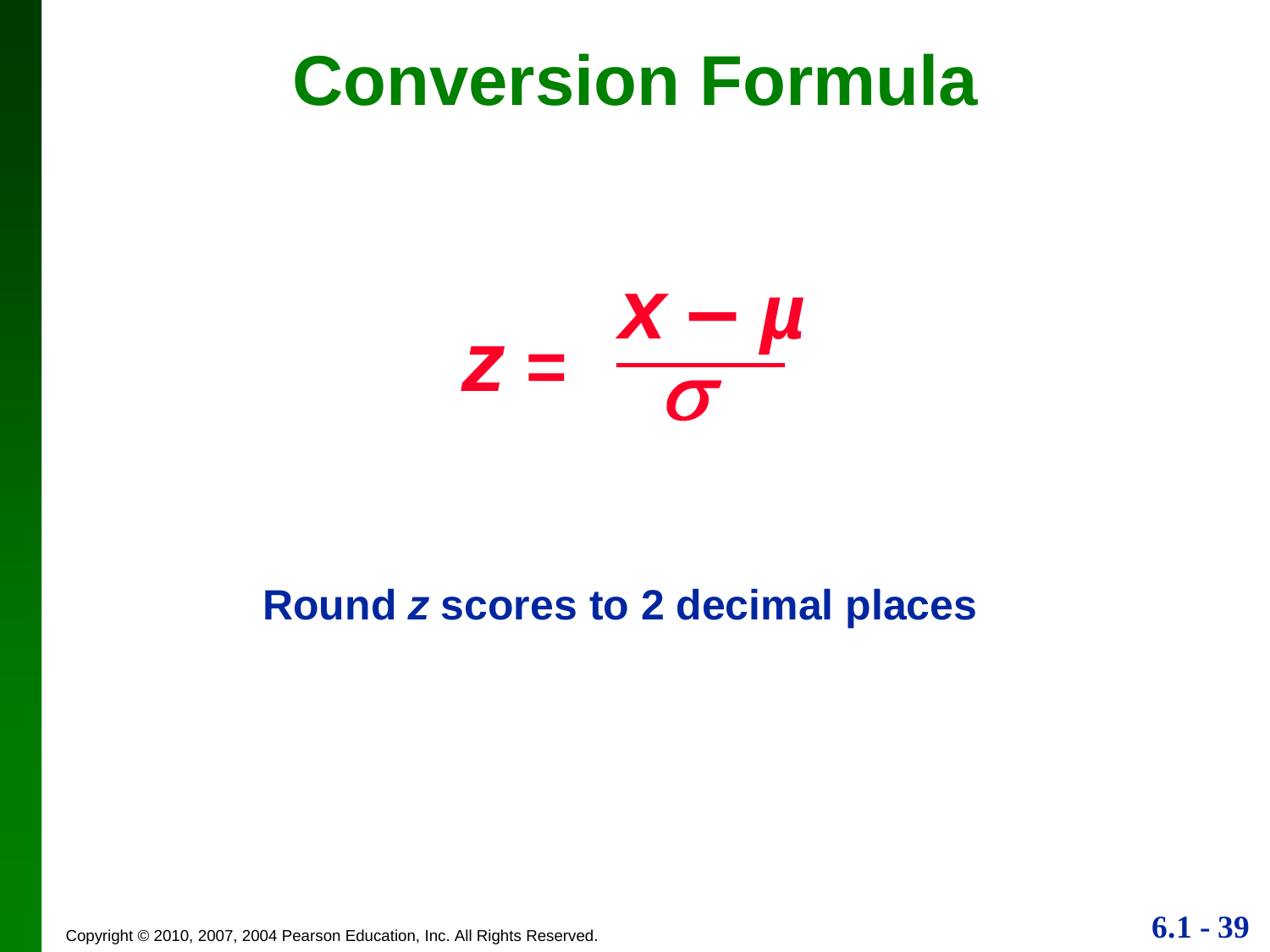# Conversion Formula

$$z = \frac{x - \mu}{\sigma}$$

**Round *z* scores to 2 decimal places**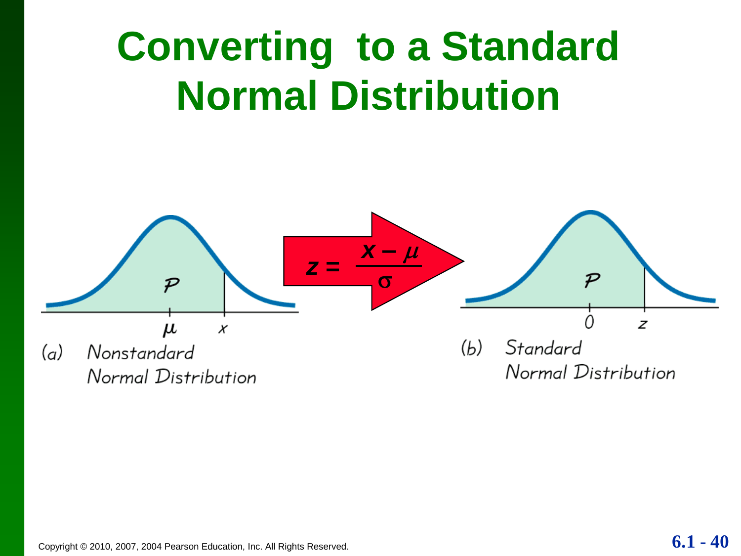# Converting to a Standard Normal Distribution

$$z = \frac{x - \mu}{\sigma}$$

(a) Nonstandard Normal Distribution

(b) Standard Normal Distribution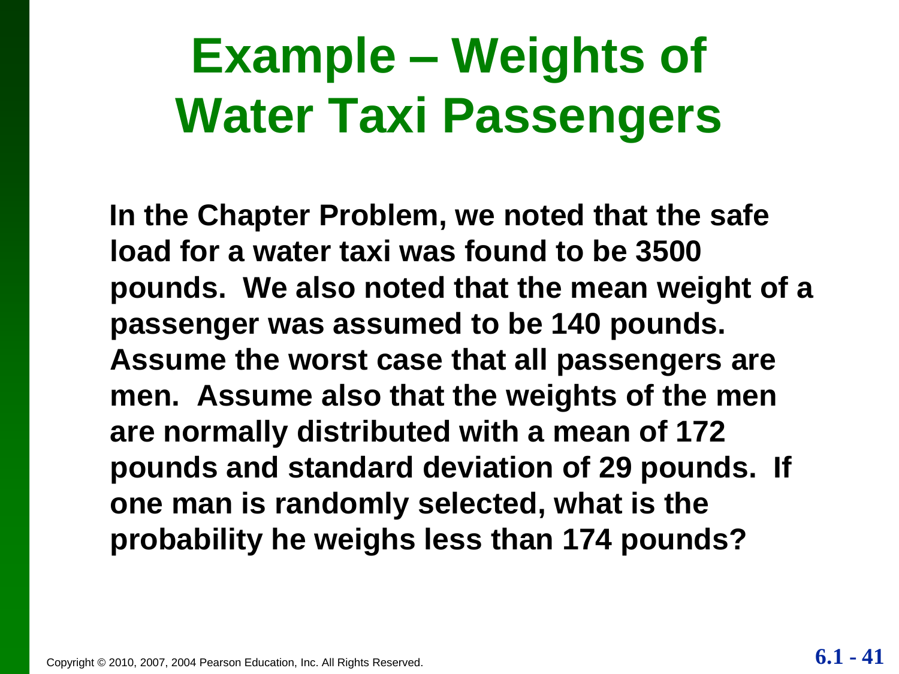# Example – Weights of Water Taxi Passengers

**In the Chapter Problem, we noted that the safe load for a water taxi was found to be 3500 pounds. We also noted that the mean weight of a passenger was assumed to be 140 pounds. Assume the worst case that all passengers are men. Assume also that the weights of the men are normally distributed with a mean of 172 pounds and standard deviation of 29 pounds. If one man is randomly selected, what is the probability he weighs less than 174 pounds?**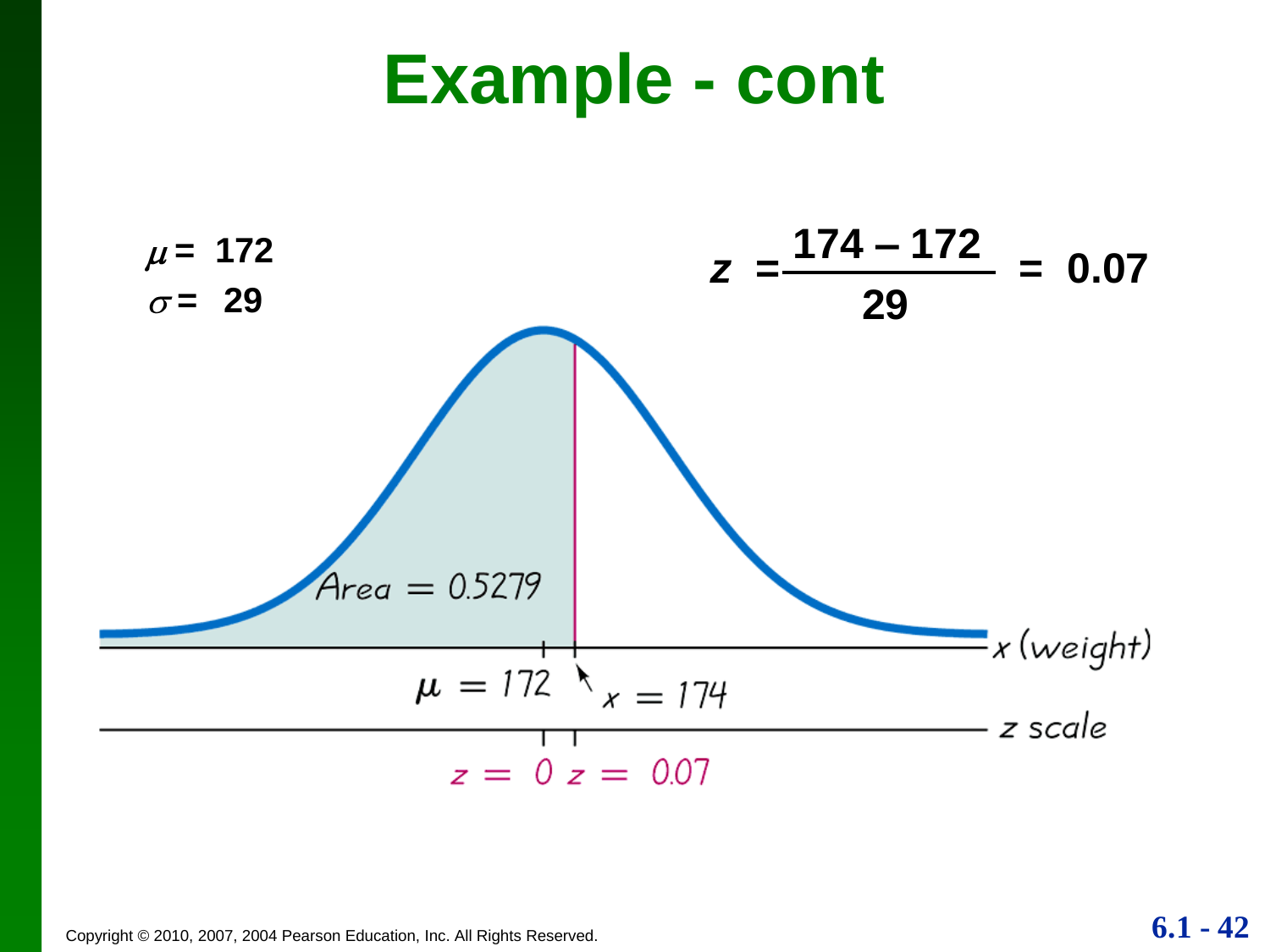# Example - cont

$\mu = 172$

$\sigma = 29$

$$z = \frac{174 - 172}{29} = 0.07$$

Area = 0.5279

$\mu = 172$ $x = 174$ x (weight)

z scale

$z = 0$ $z = 0.07$

Copyright © 2010, 2007, 2004 Pearson Education, Inc. All Rights Reserved.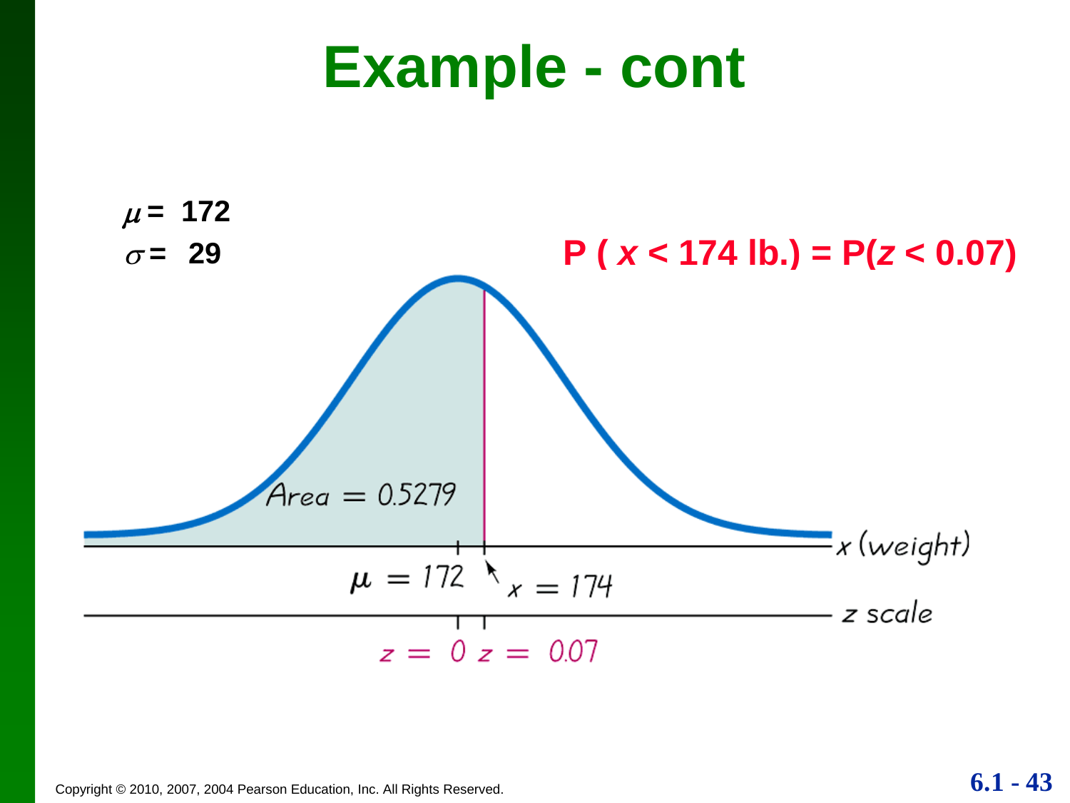# Example - cont

$\mu = 172$

$\sigma = 29$

**$P(x < 174 \text{ lb.}) = P(z < 0.07)$**

Area = 0.5279

$\mu = 172$ $x = 174$ x (weight)

$z = 0$ $z = 0.07$ z scale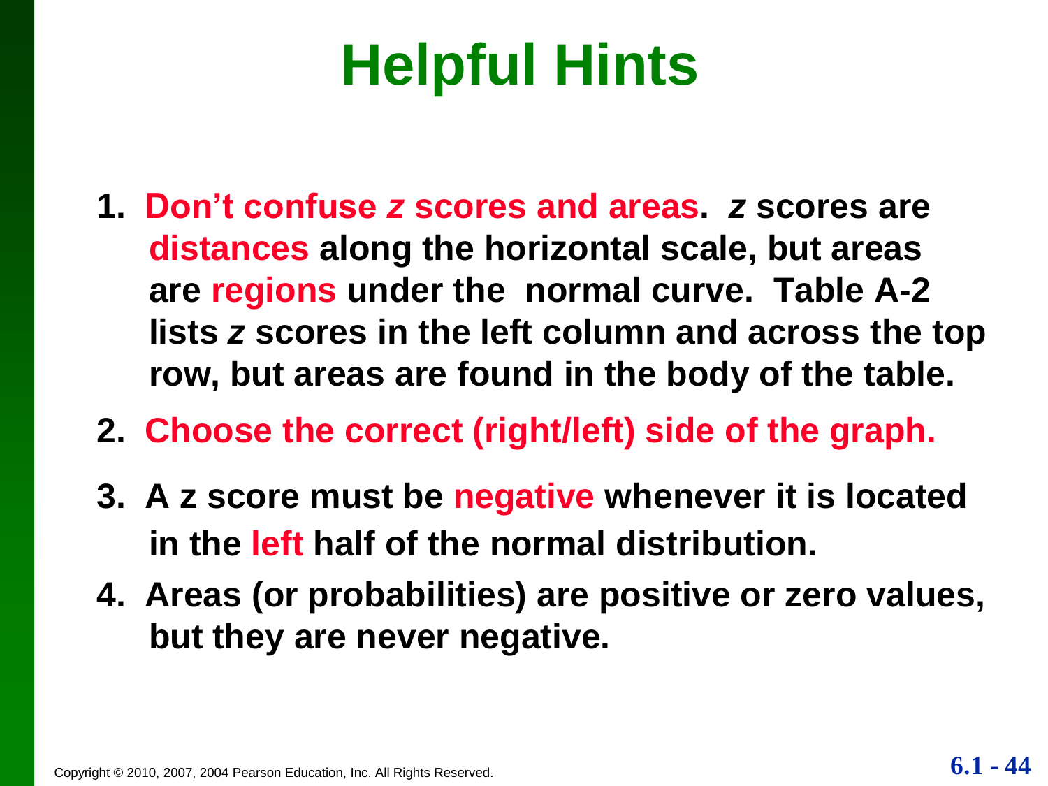# Helpful Hints

1. **Don't confuse *z* scores and areas.** *z* scores are **distances** along the horizontal scale, but areas are **regions** under the normal curve. Table A-2 lists *z* scores in the left column and across the top row, but areas are found in the body of the table.
2. **Choose the correct (right/left) side of the graph.**
3. A z score must be **negative** whenever it is located in the **left** half of the normal distribution.
4. Areas (or probabilities) are positive or zero values, but they are never negative.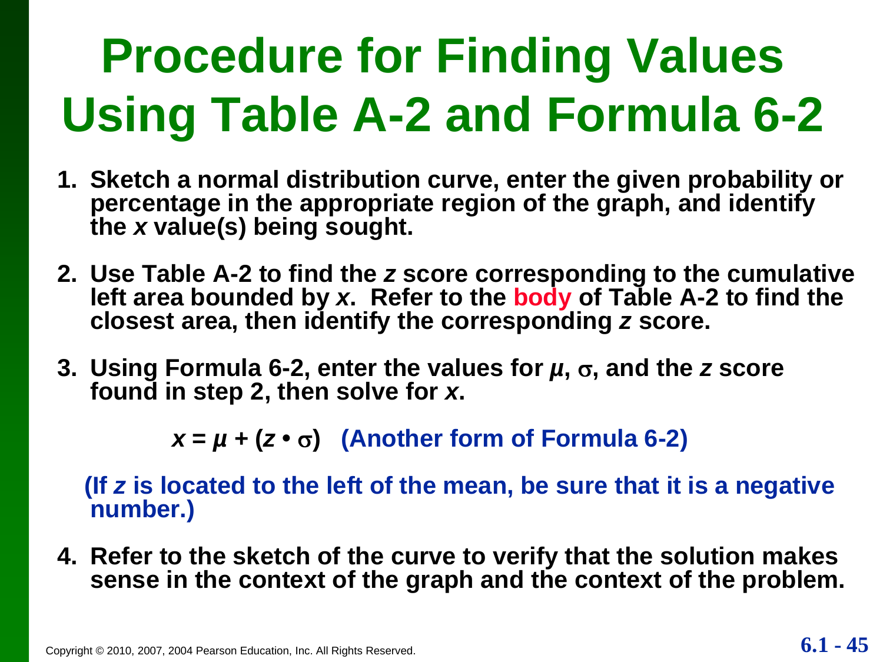# Procedure for Finding Values Using Table A-2 and Formula 6-2

1. Sketch a normal distribution curve, enter the given probability or percentage in the appropriate region of the graph, and identify the $x$ value(s) being sought.

2. Use Table A-2 to find the $z$ score corresponding to the cumulative left area bounded by $x$. Refer to the body of Table A-2 to find the closest area, then identify the corresponding $z$ score.

3. Using Formula 6-2, enter the values for $\mu$, $\sigma$, and the $z$ score found in step 2, then solve for $x$.

   $x = \mu + (z \cdot \sigma)$ (Another form of Formula 6-2)

   (If $z$ is located to the left of the mean, be sure that it is a negative number.)

4. Refer to the sketch of the curve to verify that the solution makes sense in the context of the graph and the context of the problem.

Copyright © 2010, 2007, 2004 Pearson Education, Inc. All Rights Reserved.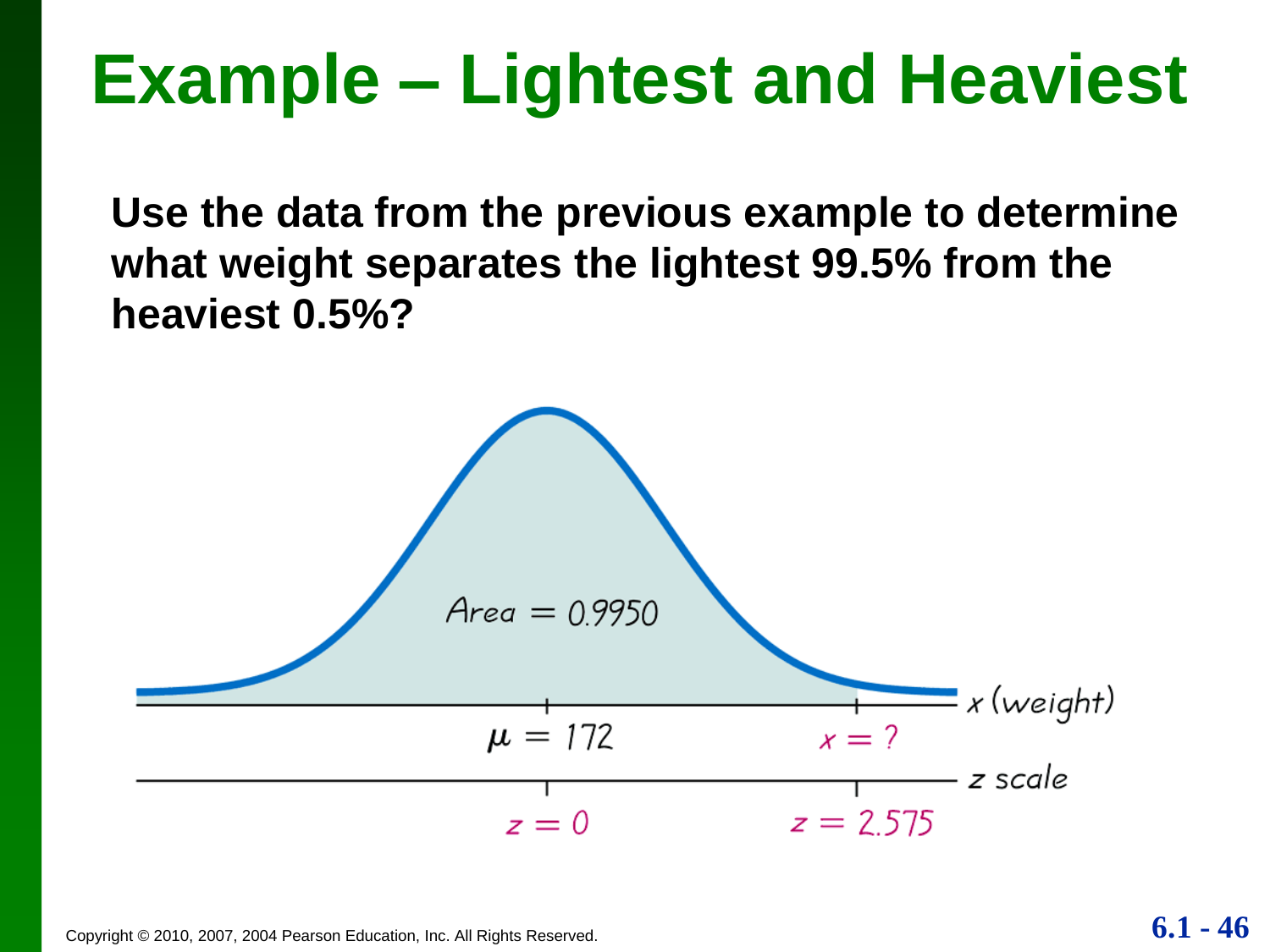# Example – Lightest and Heaviest

**Use the data from the previous example to determine what weight separates the lightest 99.5% from the heaviest 0.5%?**

Area = 0.9950

$\mu = 172$ $\quad x = ?$ $\quad$ x (weight)

$z = 0$ $\quad z = 2.575$ $\quad$ z scale

Copyright © 2010, 2007, 2004 Pearson Education, Inc. All Rights Reserved.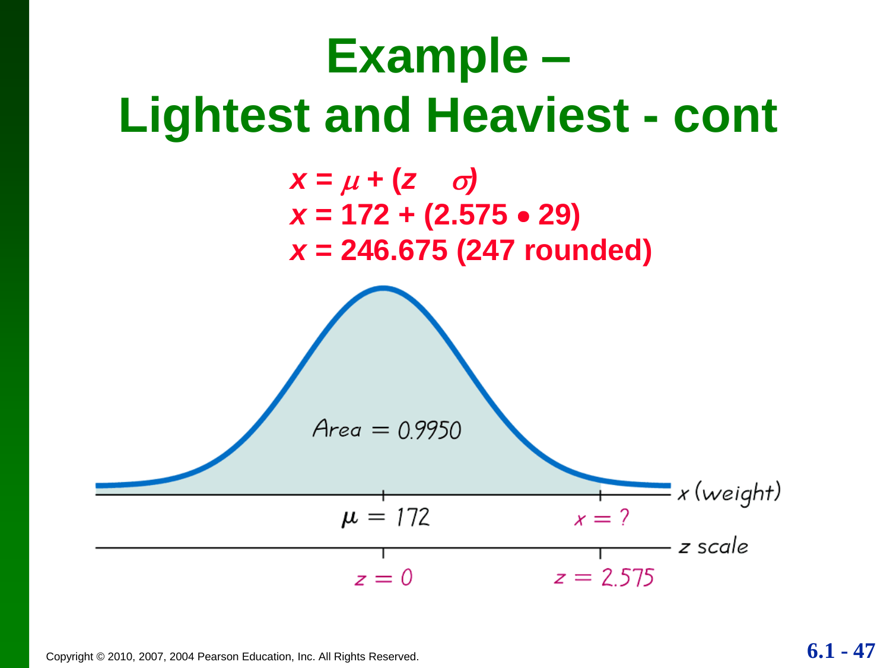# Example – Lightest and Heaviest - cont

$$x = \mu + (z \cdot \sigma)$$

$$x = 172 + (2.575 \bullet 29)$$

$$x = 246.675 \text{ (247 rounded)}$$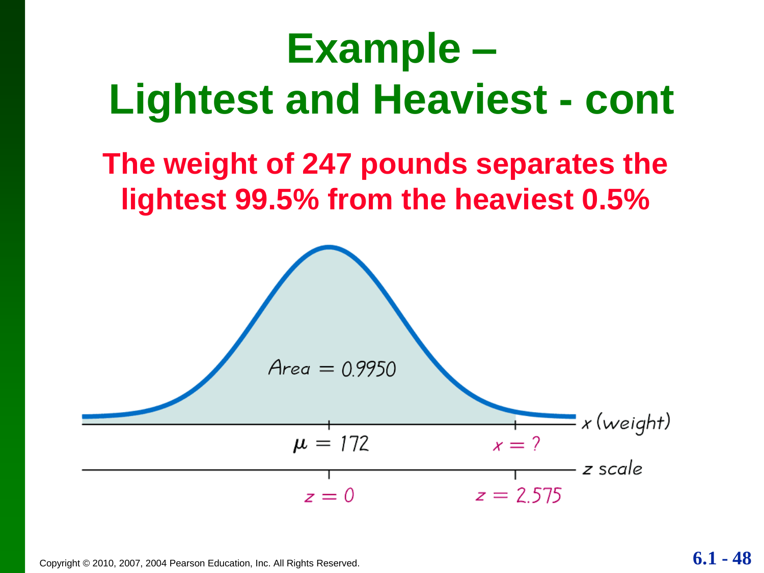# Example – Lightest and Heaviest - cont

**The weight of 247 pounds separates the lightest 99.5% from the heaviest 0.5%**

Area = 0.9950

x (weight): $\mu = 172$, $x = ?$

z scale: $z = 0$, $z = 2.575$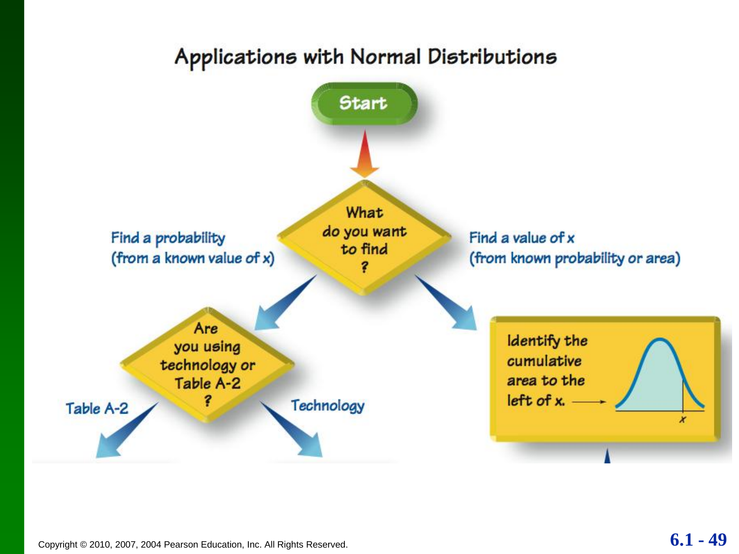# Applications with Normal Distributions

Start

What do you want to find?

Find a probability (from a known value of x)

Find a value of x (from known probability or area)

Are you using technology or Table A-2?

Table A-2

Technology

Identify the cumulative area to the left of x.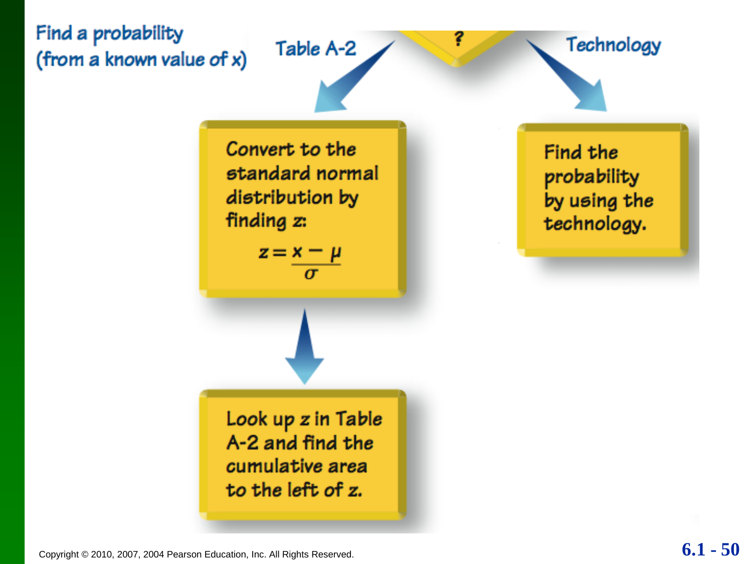Find a probability (from a known value of x)

?

**Table A-2**

Convert to the standard normal distribution by finding z:

$$z = \frac{x - \mu}{\sigma}$$

Look up z in Table A-2 and find the cumulative area to the left of z.

**Technology**

Find the probability by using the technology.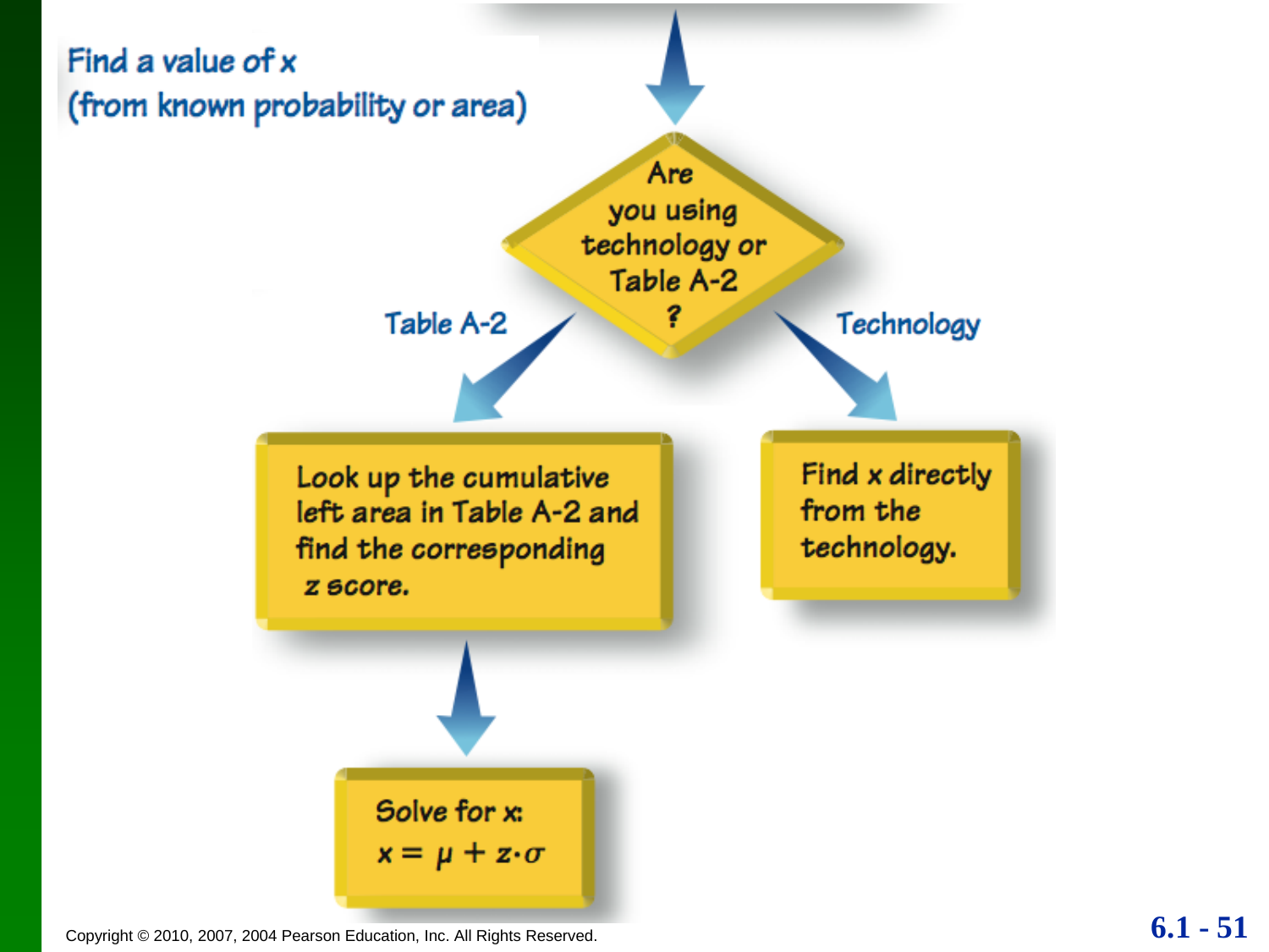## Find a value of x (from known probability or area)

**Are you using technology or Table A-2?**

- **Table A-2:** Look up the cumulative left area in Table A-2 and find the corresponding z score.
  - Solve for x: $x = \mu + z \cdot \sigma$
- **Technology:** Find x directly from the technology.

Copyright © 2010, 2007, 2004 Pearson Education, Inc. All Rights Reserved.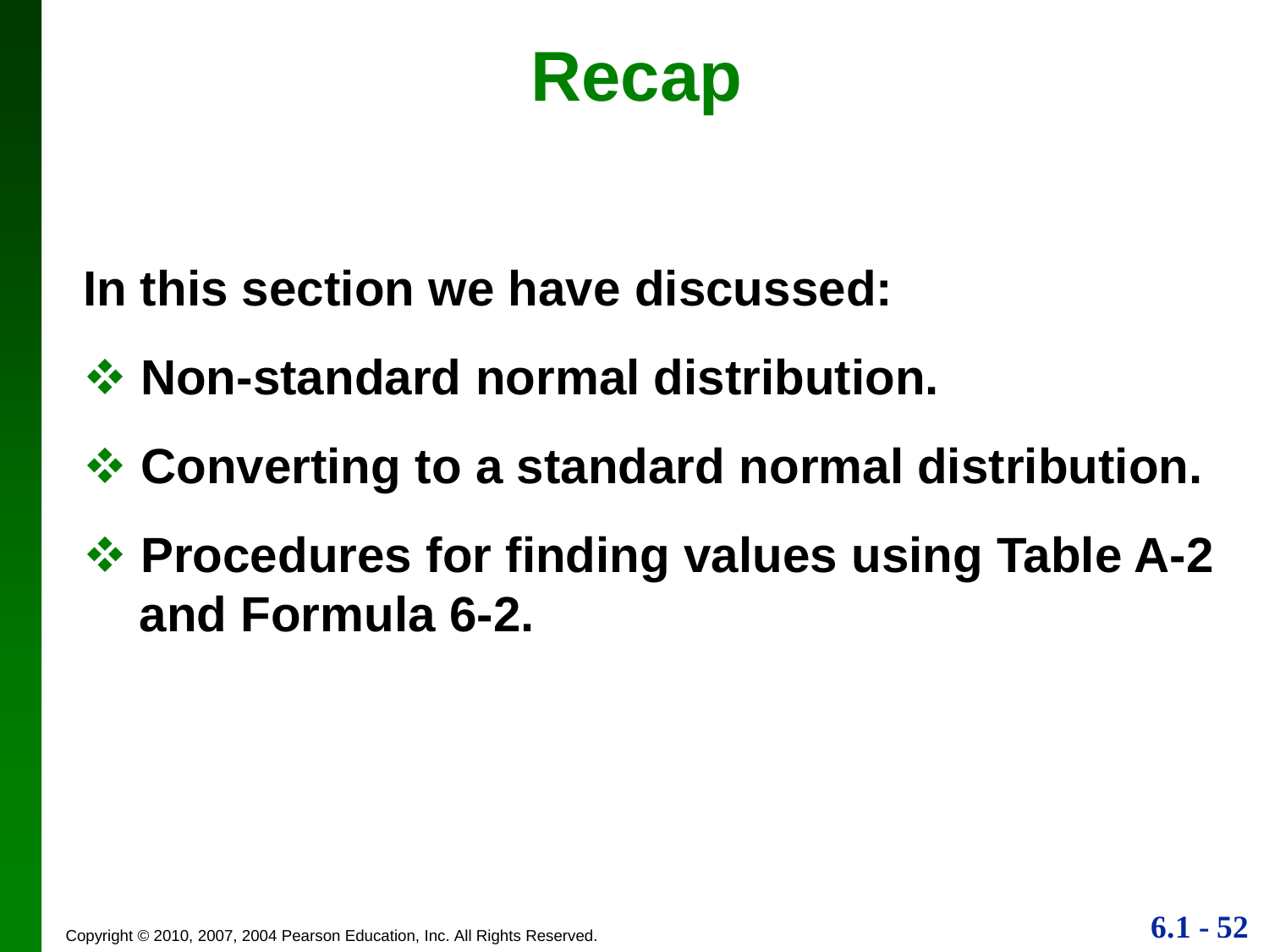# Recap

**In this section we have discussed:**

- **Non-standard normal distribution.**
- **Converting to a standard normal distribution.**
- **Procedures for finding values using Table A-2 and Formula 6-2.**